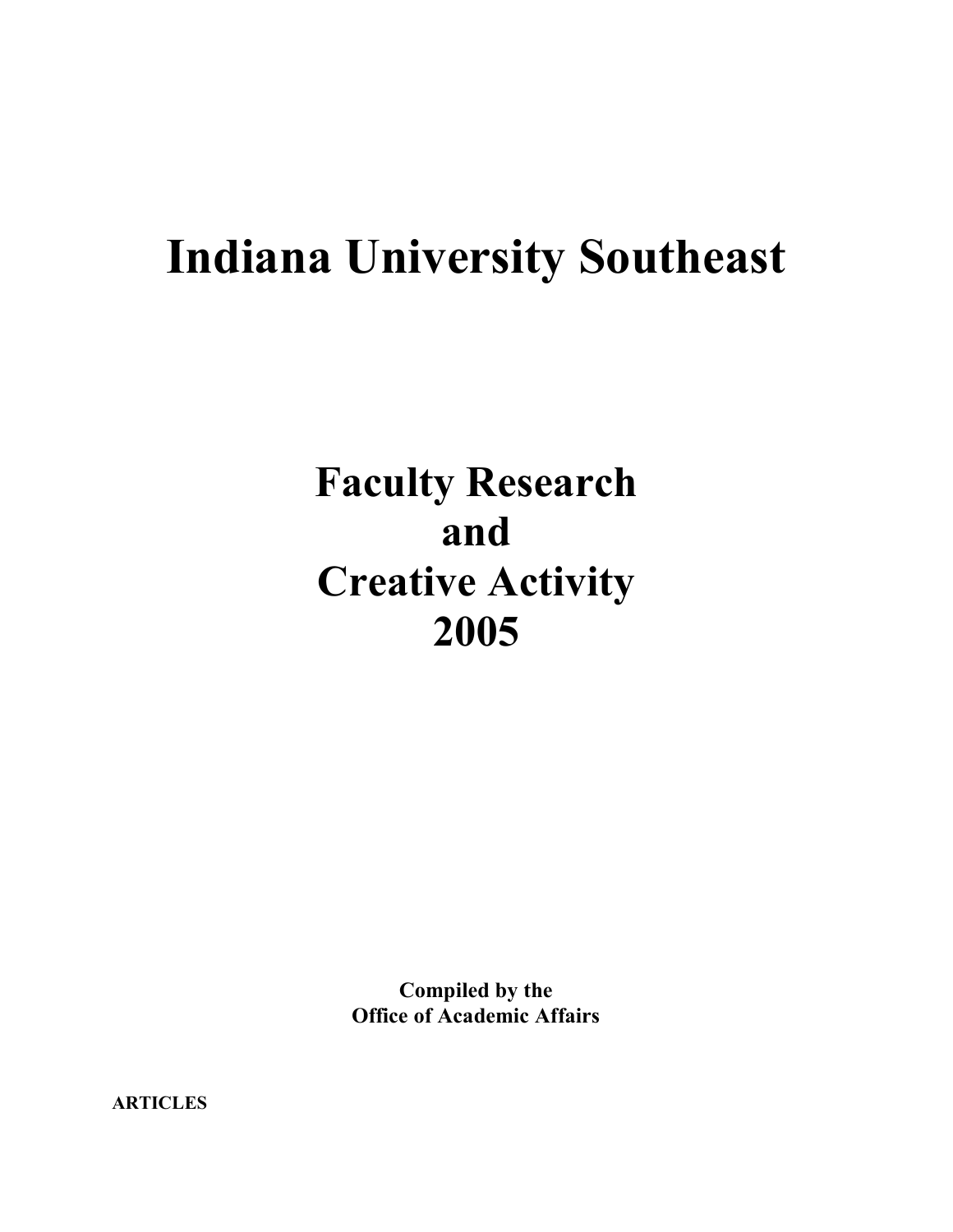# Indiana University Southeast

## Faculty Research and Creative Activity 2005

**Compiled by the Office of Academic Affairs**

**ARTICLES**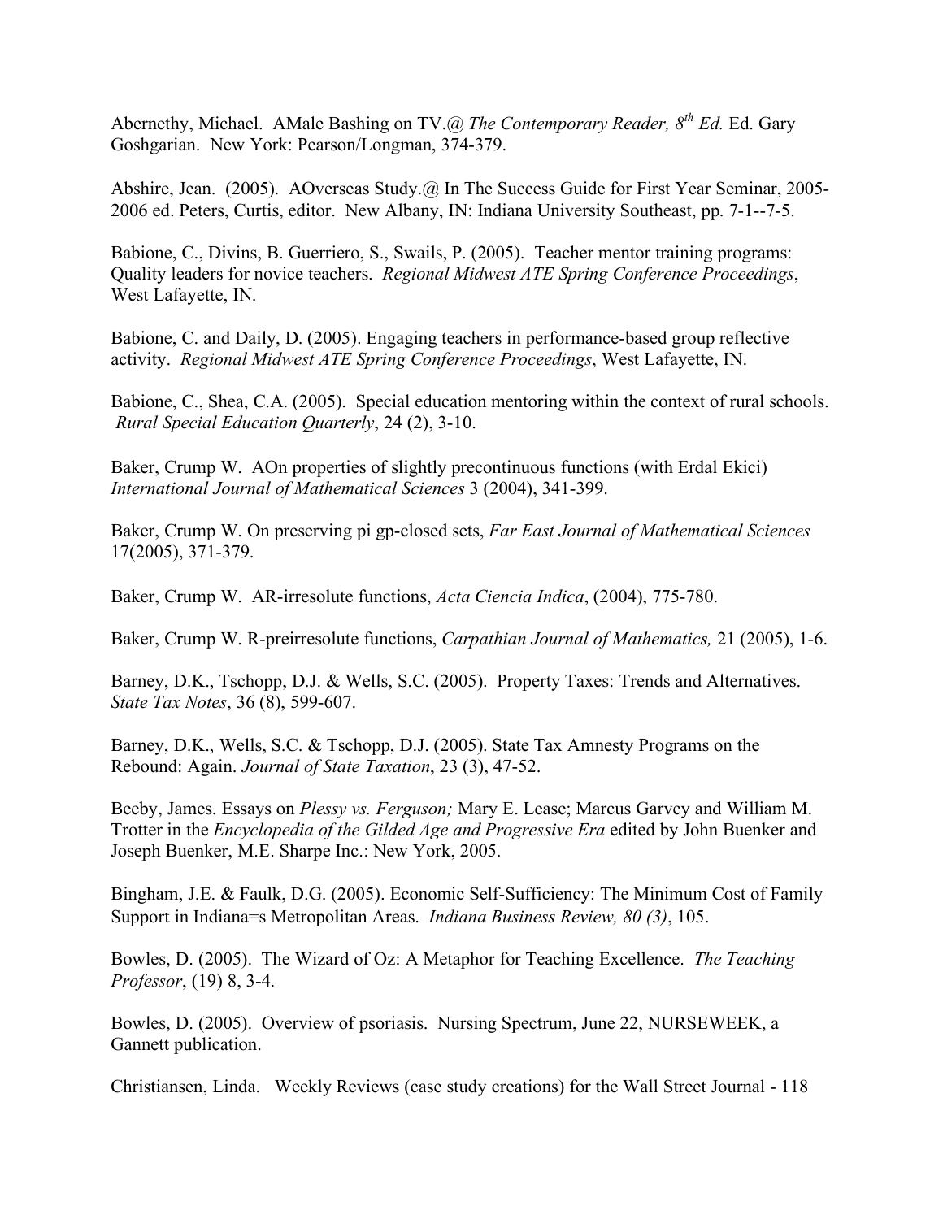Abernethy, Michael. AMale Bashing on TV.@ *The Contemporary Reader, 8th Ed.* Ed. Gary Goshgarian. New York: Pearson/Longman, 374-379.

Abshire, Jean. (2005). AOverseas Study.@ In The Success Guide for First Year Seminar, 2005-2006 ed. Peters, Curtis, editor. New Albany, IN: Indiana University Southeast, pp. 7-1--7-5.

Babione, C., Divins, B. Guerriero, S., Swails, P. (2005). Teacher mentor training programs: Quality leaders for novice teachers. *Regional Midwest ATE Spring Conference Proceedings*, West Lafayette, IN.

Babione, C. and Daily, D. (2005). Engaging teachers in performance-based group reflective activity. *Regional Midwest ATE Spring Conference Proceedings*, West Lafayette, IN.

Babione, C., Shea, C.A. (2005). Special education mentoring within the context of rural schools. *Rural Special Education Quarterly*, 24 (2), 3-10.

Baker, Crump W. AOn properties of slightly precontinuous functions (with Erdal Ekici) *International Journal of Mathematical Sciences* 3 (2004), 341-399.

Baker, Crump W. On preserving pi gp-closed sets, *Far East Journal of Mathematical Sciences* 17(2005), 371-379.

Baker, Crump W. AR-irresolute functions, *Acta Ciencia Indica*, (2004), 775-780.

Baker, Crump W. R-preirresolute functions, *Carpathian Journal of Mathematics,* 21 (2005), 1-6.

Barney, D.K., Tschopp, D.J. & Wells, S.C. (2005). Property Taxes: Trends and Alternatives. *State Tax Notes*, 36 (8), 599-607.

Barney, D.K., Wells, S.C. & Tschopp, D.J. (2005). State Tax Amnesty Programs on the Rebound: Again. *Journal of State Taxation*, 23 (3), 47-52.

Beeby, James. Essays on *Plessy vs. Ferguson;* Mary E. Lease; Marcus Garvey and William M. Trotter in the *Encyclopedia of the Gilded Age and Progressive Era* edited by John Buenker and Joseph Buenker, M.E. Sharpe Inc.: New York, 2005.

Bingham, J.E. & Faulk, D.G. (2005). Economic Self-Sufficiency: The Minimum Cost of Family Support in Indiana=s Metropolitan Areas. *Indiana Business Review, 80 (3)*, 105.

Bowles, D. (2005). The Wizard of Oz: A Metaphor for Teaching Excellence. *The Teaching Professor*, (19) 8, 3-4.

Bowles, D. (2005). Overview of psoriasis. Nursing Spectrum, June 22, NURSEWEEK, a Gannett publication.

Christiansen, Linda. Weekly Reviews (case study creations) for the Wall Street Journal - 118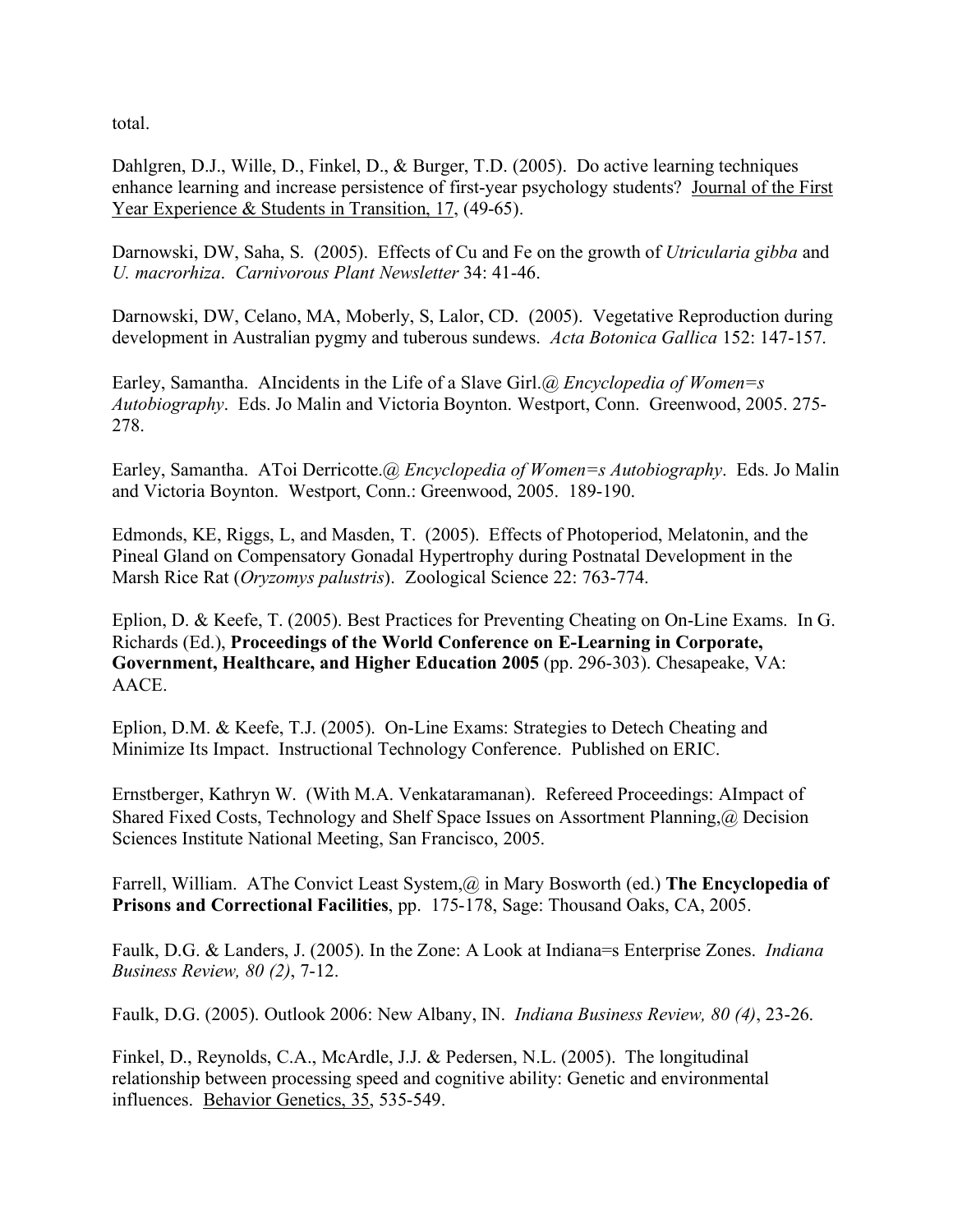total.

Dahlgren, D.J., Wille, D., Finkel, D., & Burger, T.D. (2005). Do active learning techniques enhance learning and increase persistence of first-year psychology students? <u>Journal of the First Year Experience & Students in Transition, 17</u>, (49-65).

Darnowski, DW, Saha, S. (2005). Effects of Cu and Fe on the growth of *Utricularia gibba* and *U. macrorhiza*. *Carnivorous Plant Newsletter* 34: 41-46.

Darnowski, DW, Celano, MA, Moberly, S, Lalor, CD. (2005). Vegetative Reproduction during development in Australian pygmy and tuberous sundews. *Acta Botonica Gallica* 152: 147-157.

Earley, Samantha. AIncidents in the Life of a Slave Girl.@ *Encyclopedia of Women=s Autobiography*. Eds. Jo Malin and Victoria Boynton. Westport, Conn. Greenwood, 2005. 275-278.

Earley, Samantha. AToi Derricotte.@ *Encyclopedia of Women=s Autobiography*. Eds. Jo Malin and Victoria Boynton. Westport, Conn.: Greenwood, 2005. 189-190.

Edmonds, KE, Riggs, L, and Masden, T. (2005). Effects of Photoperiod, Melatonin, and the Pineal Gland on Compensatory Gonadal Hypertrophy during Postnatal Development in the Marsh Rice Rat (*Oryzomys palustris*). Zoological Science 22: 763-774.

Eplion, D. & Keefe, T. (2005). Best Practices for Preventing Cheating on On-Line Exams. In G. Richards (Ed.), **Proceedings of the World Conference on E-Learning in Corporate, Government, Healthcare, and Higher Education 2005** (pp. 296-303). Chesapeake, VA: AACE.

Eplion, D.M. & Keefe, T.J. (2005). On-Line Exams: Strategies to Detech Cheating and Minimize Its Impact. Instructional Technology Conference. Published on ERIC.

Ernstberger, Kathryn W. (With M.A. Venkataramanan). Refereed Proceedings: AImpact of Shared Fixed Costs, Technology and Shelf Space Issues on Assortment Planning,@ Decision Sciences Institute National Meeting, San Francisco, 2005.

Farrell, William. AThe Convict Least System,@ in Mary Bosworth (ed.) **The Encyclopedia of Prisons and Correctional Facilities**, pp. 175-178, Sage: Thousand Oaks, CA, 2005.

Faulk, D.G. & Landers, J. (2005). In the Zone: A Look at Indiana=s Enterprise Zones. *Indiana Business Review, 80 (2)*, 7-12.

Faulk, D.G. (2005). Outlook 2006: New Albany, IN. *Indiana Business Review, 80 (4)*, 23-26.

Finkel, D., Reynolds, C.A., McArdle, J.J. & Pedersen, N.L. (2005). The longitudinal relationship between processing speed and cognitive ability: Genetic and environmental influences. <u>Behavior Genetics, 35</u>, 535-549.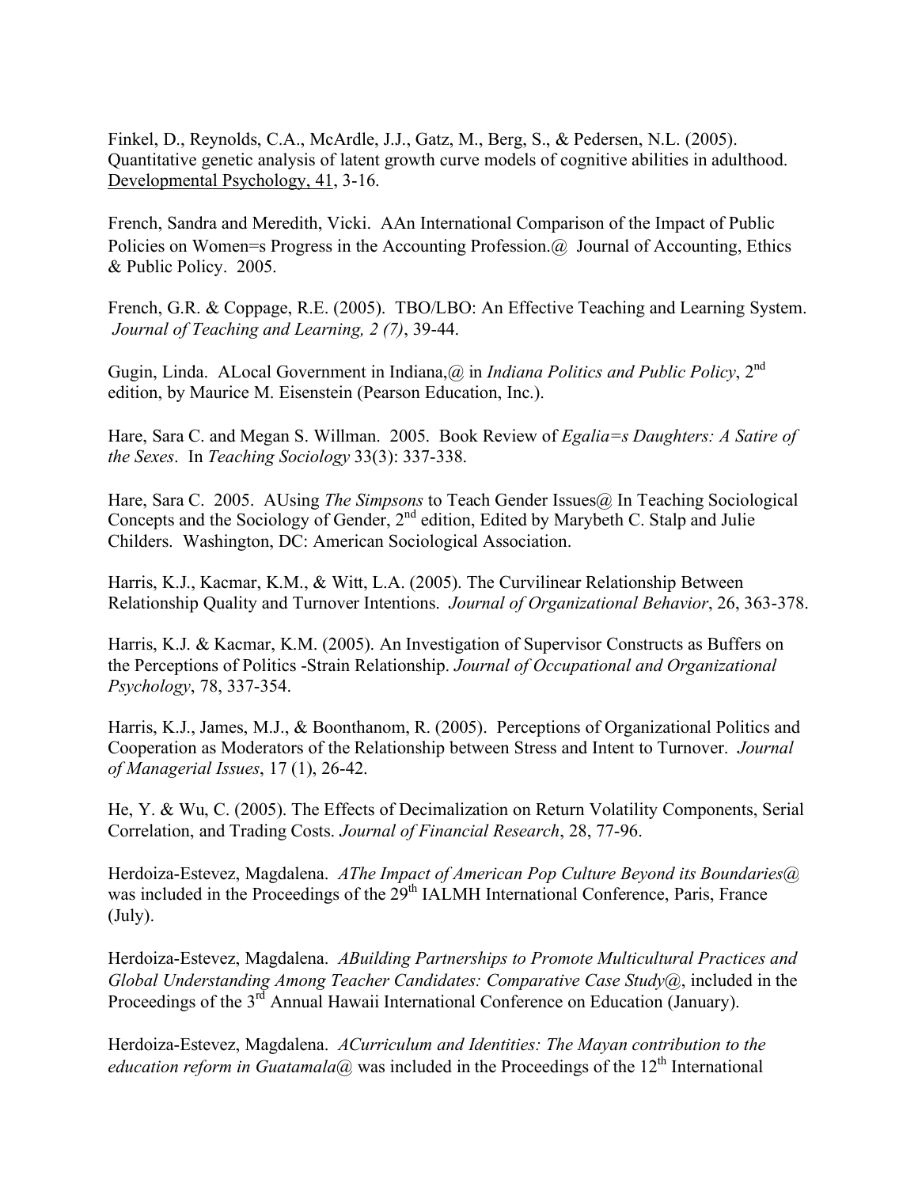Finkel, D., Reynolds, C.A., McArdle, J.J., Gatz, M., Berg, S., & Pedersen, N.L. (2005). Quantitative genetic analysis of latent growth curve models of cognitive abilities in adulthood. Developmental Psychology, 41, 3-16.

French, Sandra and Meredith, Vicki. AAn International Comparison of the Impact of Public Policies on Women=s Progress in the Accounting Profession.@ Journal of Accounting, Ethics & Public Policy. 2005.

French, G.R. & Coppage, R.E. (2005). TBO/LBO: An Effective Teaching and Learning System. *Journal of Teaching and Learning, 2 (7)*, 39-44.

Gugin, Linda. ALocal Government in Indiana,@ in *Indiana Politics and Public Policy*, 2nd edition, by Maurice M. Eisenstein (Pearson Education, Inc.).

Hare, Sara C. and Megan S. Willman. 2005. Book Review of *Egalia=s Daughters: A Satire of the Sexes*. In *Teaching Sociology* 33(3): 337-338.

Hare, Sara C. 2005. AUsing *The Simpsons* to Teach Gender Issues@ In Teaching Sociological Concepts and the Sociology of Gender, 2nd edition, Edited by Marybeth C. Stalp and Julie Childers. Washington, DC: American Sociological Association.

Harris, K.J., Kacmar, K.M., & Witt, L.A. (2005). The Curvilinear Relationship Between Relationship Quality and Turnover Intentions. *Journal of Organizational Behavior*, 26, 363-378.

Harris, K.J. & Kacmar, K.M. (2005). An Investigation of Supervisor Constructs as Buffers on the Perceptions of Politics -Strain Relationship. *Journal of Occupational and Organizational Psychology*, 78, 337-354.

Harris, K.J., James, M.J., & Boonthanom, R. (2005). Perceptions of Organizational Politics and Cooperation as Moderators of the Relationship between Stress and Intent to Turnover. *Journal of Managerial Issues*, 17 (1), 26-42.

He, Y. & Wu, C. (2005). The Effects of Decimalization on Return Volatility Components, Serial Correlation, and Trading Costs. *Journal of Financial Research*, 28, 77-96.

Herdoiza-Estevez, Magdalena. *AThe Impact of American Pop Culture Beyond its Boundaries@* was included in the Proceedings of the 29th IALMH International Conference, Paris, France (July).

Herdoiza-Estevez, Magdalena. *ABuilding Partnerships to Promote Multicultural Practices and Global Understanding Among Teacher Candidates: Comparative Case Study@*, included in the Proceedings of the 3rd Annual Hawaii International Conference on Education (January).

Herdoiza-Estevez, Magdalena. *ACurriculum and Identities: The Mayan contribution to the education reform in Guatamala@* was included in the Proceedings of the 12th International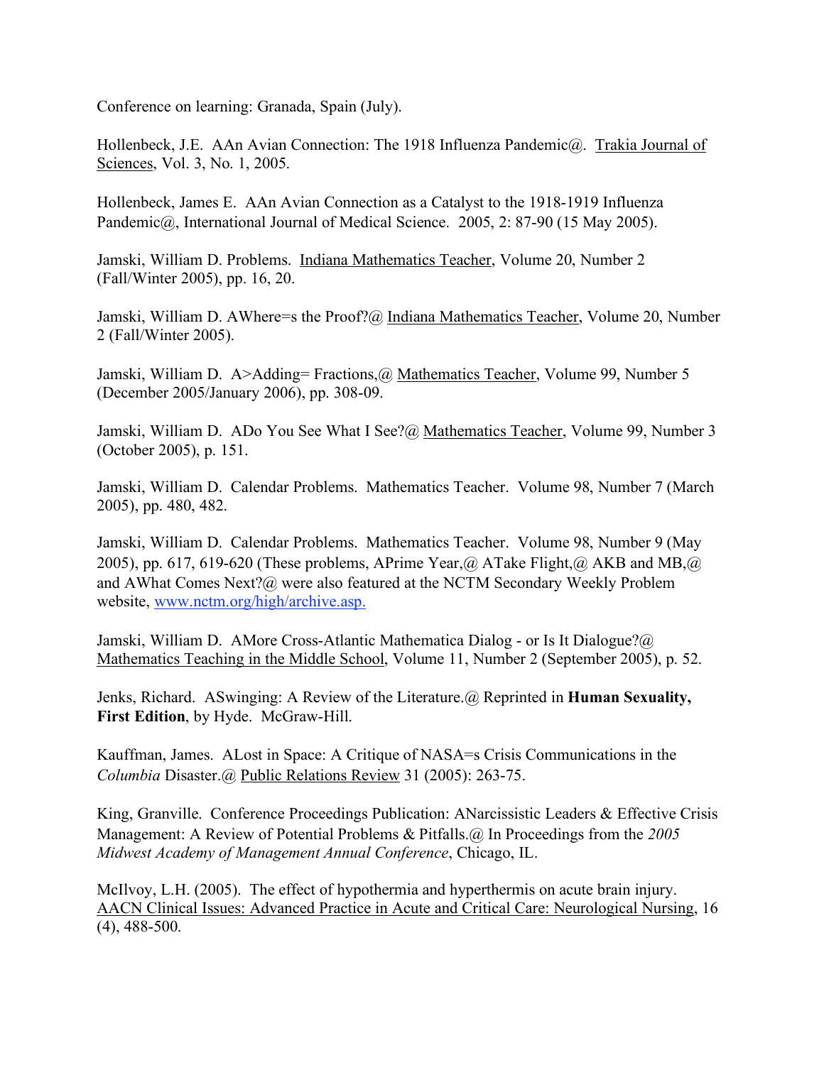Conference on learning: Granada, Spain (July).

Hollenbeck, J.E. AAn Avian Connection: The 1918 Influenza Pandemic@. Trakia Journal of Sciences, Vol. 3, No. 1, 2005.

Hollenbeck, James E. AAn Avian Connection as a Catalyst to the 1918-1919 Influenza Pandemic@, International Journal of Medical Science. 2005, 2: 87-90 (15 May 2005).

Jamski, William D. Problems. Indiana Mathematics Teacher, Volume 20, Number 2 (Fall/Winter 2005), pp. 16, 20.

Jamski, William D. AWhere=s the Proof?@ Indiana Mathematics Teacher, Volume 20, Number 2 (Fall/Winter 2005).

Jamski, William D. A>Adding= Fractions,@ Mathematics Teacher, Volume 99, Number 5 (December 2005/January 2006), pp. 308-09.

Jamski, William D. ADo You See What I See?@ Mathematics Teacher, Volume 99, Number 3 (October 2005), p. 151.

Jamski, William D. Calendar Problems. Mathematics Teacher. Volume 98, Number 7 (March 2005), pp. 480, 482.

Jamski, William D. Calendar Problems. Mathematics Teacher. Volume 98, Number 9 (May 2005), pp. 617, 619-620 (These problems, APrime Year,@ ATake Flight,@ AKB and MB,@ and AWhat Comes Next?@ were also featured at the NCTM Secondary Weekly Problem website, www.nctm.org/high/archive.asp.

Jamski, William D. AMore Cross-Atlantic Mathematica Dialog - or Is It Dialogue?@ Mathematics Teaching in the Middle School, Volume 11, Number 2 (September 2005), p. 52.

Jenks, Richard. ASwinging: A Review of the Literature.@ Reprinted in **Human Sexuality, First Edition**, by Hyde. McGraw-Hill.

Kauffman, James. ALost in Space: A Critique of NASA=s Crisis Communications in the *Columbia* Disaster.@ Public Relations Review 31 (2005): 263-75.

King, Granville. Conference Proceedings Publication: ANarcissistic Leaders & Effective Crisis Management: A Review of Potential Problems & Pitfalls.@ In Proceedings from the *2005 Midwest Academy of Management Annual Conference*, Chicago, IL.

McIlvoy, L.H. (2005). The effect of hypothermia and hyperthermis on acute brain injury. AACN Clinical Issues: Advanced Practice in Acute and Critical Care: Neurological Nursing, 16 (4), 488-500.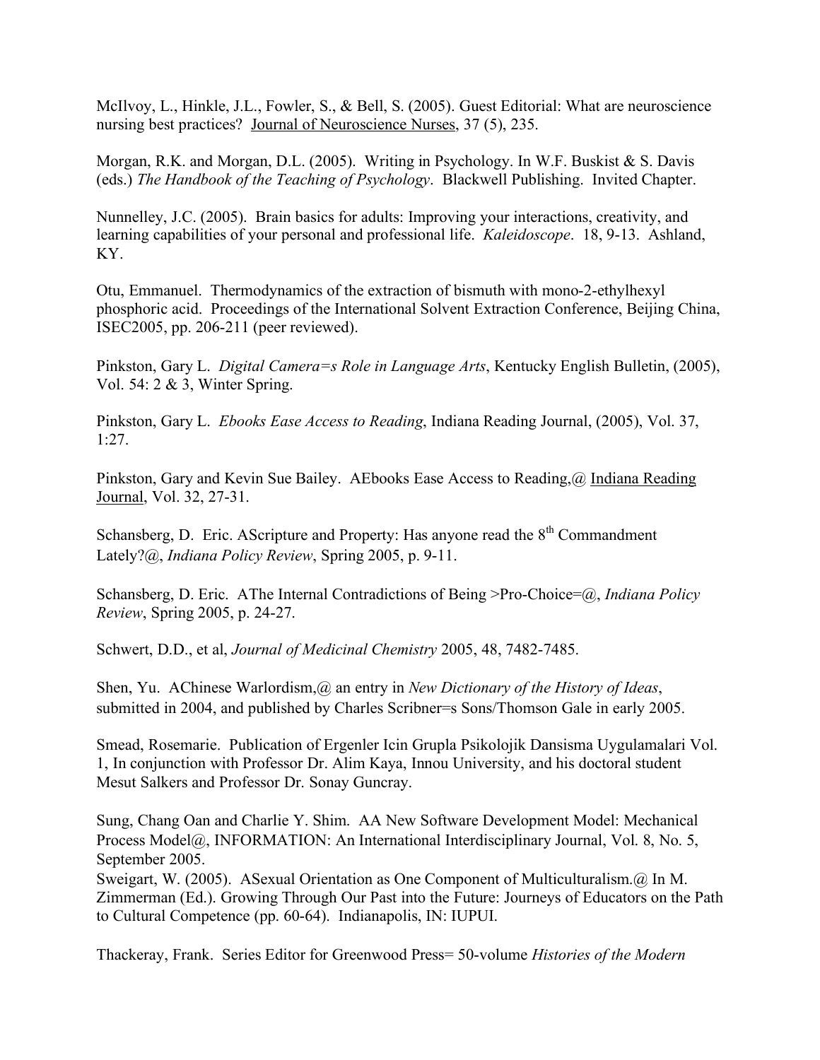McIlvoy, L., Hinkle, J.L., Fowler, S., & Bell, S. (2005). Guest Editorial: What are neuroscience nursing best practices? Journal of Neuroscience Nurses, 37 (5), 235.

Morgan, R.K. and Morgan, D.L. (2005). Writing in Psychology. In W.F. Buskist & S. Davis (eds.) *The Handbook of the Teaching of Psychology*. Blackwell Publishing. Invited Chapter.

Nunnelley, J.C. (2005). Brain basics for adults: Improving your interactions, creativity, and learning capabilities of your personal and professional life. *Kaleidoscope*. 18, 9-13. Ashland, KY.

Otu, Emmanuel. Thermodynamics of the extraction of bismuth with mono-2-ethylhexyl phosphoric acid. Proceedings of the International Solvent Extraction Conference, Beijing China, ISEC2005, pp. 206-211 (peer reviewed).

Pinkston, Gary L. *Digital Camera=s Role in Language Arts*, Kentucky English Bulletin, (2005), Vol. 54: 2 & 3, Winter Spring.

Pinkston, Gary L. *Ebooks Ease Access to Reading*, Indiana Reading Journal, (2005), Vol. 37, 1:27.

Pinkston, Gary and Kevin Sue Bailey. AEbooks Ease Access to Reading,@ Indiana Reading Journal, Vol. 32, 27-31.

Schansberg, D. Eric. AScripture and Property: Has anyone read the 8th Commandment Lately?@, *Indiana Policy Review*, Spring 2005, p. 9-11.

Schansberg, D. Eric. AThe Internal Contradictions of Being >Pro-Choice=@, *Indiana Policy Review*, Spring 2005, p. 24-27.

Schwert, D.D., et al, *Journal of Medicinal Chemistry* 2005, 48, 7482-7485.

Shen, Yu. AChinese Warlordism,@ an entry in *New Dictionary of the History of Ideas*, submitted in 2004, and published by Charles Scribner=s Sons/Thomson Gale in early 2005.

Smead, Rosemarie. Publication of Ergenler Icin Grupla Psikolojik Dansisma Uygulamalari Vol. 1, In conjunction with Professor Dr. Alim Kaya, Innou University, and his doctoral student Mesut Salkers and Professor Dr. Sonay Guncray.

Sung, Chang Oan and Charlie Y. Shim. AA New Software Development Model: Mechanical Process Model@, INFORMATION: An International Interdisciplinary Journal, Vol. 8, No. 5, September 2005.

Sweigart, W. (2005). ASexual Orientation as One Component of Multiculturalism.@ In M. Zimmerman (Ed.). Growing Through Our Past into the Future: Journeys of Educators on the Path to Cultural Competence (pp. 60-64). Indianapolis, IN: IUPUI.

Thackeray, Frank. Series Editor for Greenwood Press= 50-volume *Histories of the Modern*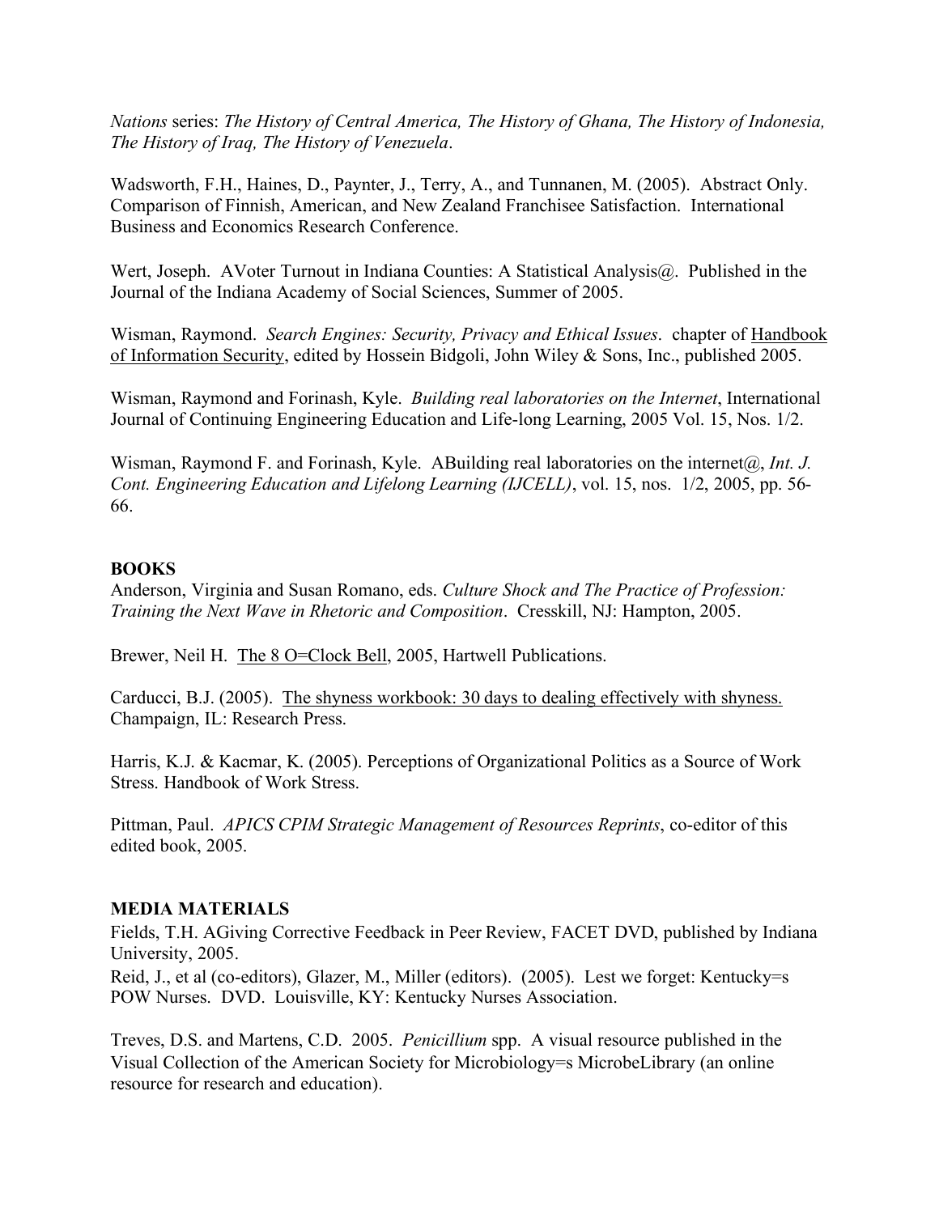*Nations* series: *The History of Central America, The History of Ghana, The History of Indonesia, The History of Iraq, The History of Venezuela*.

Wadsworth, F.H., Haines, D., Paynter, J., Terry, A., and Tunnanen, M. (2005). Abstract Only. Comparison of Finnish, American, and New Zealand Franchisee Satisfaction. International Business and Economics Research Conference.

Wert, Joseph. AVoter Turnout in Indiana Counties: A Statistical Analysis@. Published in the Journal of the Indiana Academy of Social Sciences, Summer of 2005.

Wisman, Raymond. *Search Engines: Security, Privacy and Ethical Issues*. chapter of Handbook of Information Security, edited by Hossein Bidgoli, John Wiley & Sons, Inc., published 2005.

Wisman, Raymond and Forinash, Kyle. *Building real laboratories on the Internet*, International Journal of Continuing Engineering Education and Life-long Learning, 2005 Vol. 15, Nos. 1/2.

Wisman, Raymond F. and Forinash, Kyle. ABuilding real laboratories on the internet@, *Int. J. Cont. Engineering Education and Lifelong Learning (IJCELL)*, vol. 15, nos. 1/2, 2005, pp. 56-66.

**BOOKS**

Anderson, Virginia and Susan Romano, eds. *Culture Shock and The Practice of Profession: Training the Next Wave in Rhetoric and Composition*. Cresskill, NJ: Hampton, 2005.

Brewer, Neil H. The 8 O=Clock Bell, 2005, Hartwell Publications.

Carducci, B.J. (2005). The shyness workbook: 30 days to dealing effectively with shyness. Champaign, IL: Research Press.

Harris, K.J. & Kacmar, K. (2005). Perceptions of Organizational Politics as a Source of Work Stress. Handbook of Work Stress.

Pittman, Paul. *APICS CPIM Strategic Management of Resources Reprints*, co-editor of this edited book, 2005.

**MEDIA MATERIALS**

Fields, T.H. AGiving Corrective Feedback in Peer Review, FACET DVD, published by Indiana University, 2005.

Reid, J., et al (co-editors), Glazer, M., Miller (editors). (2005). Lest we forget: Kentucky=s POW Nurses. DVD. Louisville, KY: Kentucky Nurses Association.

Treves, D.S. and Martens, C.D. 2005. *Penicillium* spp. A visual resource published in the Visual Collection of the American Society for Microbiology=s MicrobeLibrary (an online resource for research and education).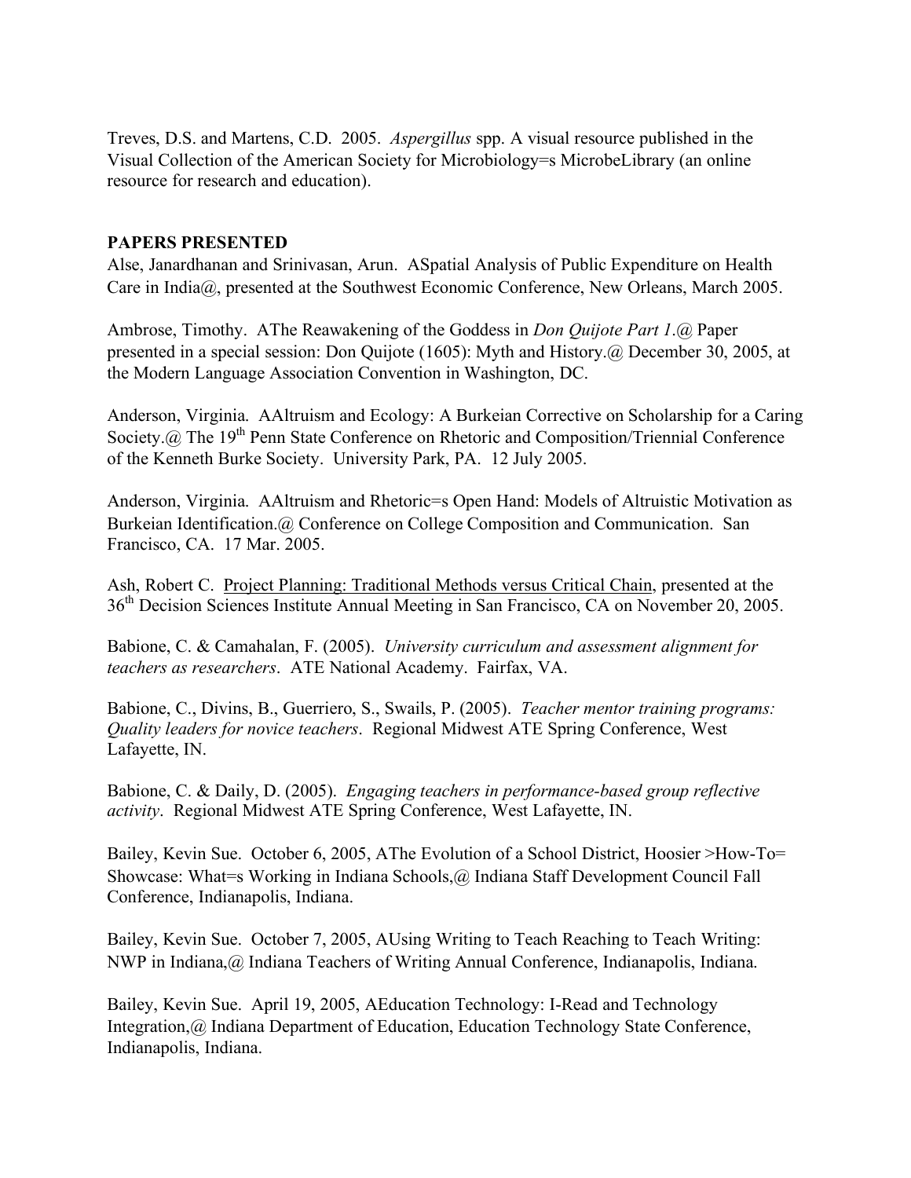Treves, D.S. and Martens, C.D. 2005. *Aspergillus* spp. A visual resource published in the Visual Collection of the American Society for Microbiology=s MicrobeLibrary (an online resource for research and education).

**PAPERS PRESENTED**

Alse, Janardhanan and Srinivasan, Arun. ASpatial Analysis of Public Expenditure on Health Care in India@, presented at the Southwest Economic Conference, New Orleans, March 2005.

Ambrose, Timothy. AThe Reawakening of the Goddess in *Don Quijote Part 1*.@ Paper presented in a special session: Don Quijote (1605): Myth and History.@ December 30, 2005, at the Modern Language Association Convention in Washington, DC.

Anderson, Virginia. AAltruism and Ecology: A Burkeian Corrective on Scholarship for a Caring Society.@ The 19th Penn State Conference on Rhetoric and Composition/Triennial Conference of the Kenneth Burke Society. University Park, PA. 12 July 2005.

Anderson, Virginia. AAltruism and Rhetoric=s Open Hand: Models of Altruistic Motivation as Burkeian Identification.@ Conference on College Composition and Communication. San Francisco, CA. 17 Mar. 2005.

Ash, Robert C. <u>Project Planning: Traditional Methods versus Critical Chain</u>, presented at the 36th Decision Sciences Institute Annual Meeting in San Francisco, CA on November 20, 2005.

Babione, C. & Camahalan, F. (2005). *University curriculum and assessment alignment for teachers as researchers*. ATE National Academy. Fairfax, VA.

Babione, C., Divins, B., Guerriero, S., Swails, P. (2005). *Teacher mentor training programs: Quality leaders for novice teachers*. Regional Midwest ATE Spring Conference, West Lafayette, IN.

Babione, C. & Daily, D. (2005). *Engaging teachers in performance-based group reflective activity*. Regional Midwest ATE Spring Conference, West Lafayette, IN.

Bailey, Kevin Sue. October 6, 2005, AThe Evolution of a School District, Hoosier >How-To= Showcase: What=s Working in Indiana Schools,@ Indiana Staff Development Council Fall Conference, Indianapolis, Indiana.

Bailey, Kevin Sue. October 7, 2005, AUsing Writing to Teach Reaching to Teach Writing: NWP in Indiana,@ Indiana Teachers of Writing Annual Conference, Indianapolis, Indiana.

Bailey, Kevin Sue. April 19, 2005, AEducation Technology: I-Read and Technology Integration,@ Indiana Department of Education, Education Technology State Conference, Indianapolis, Indiana.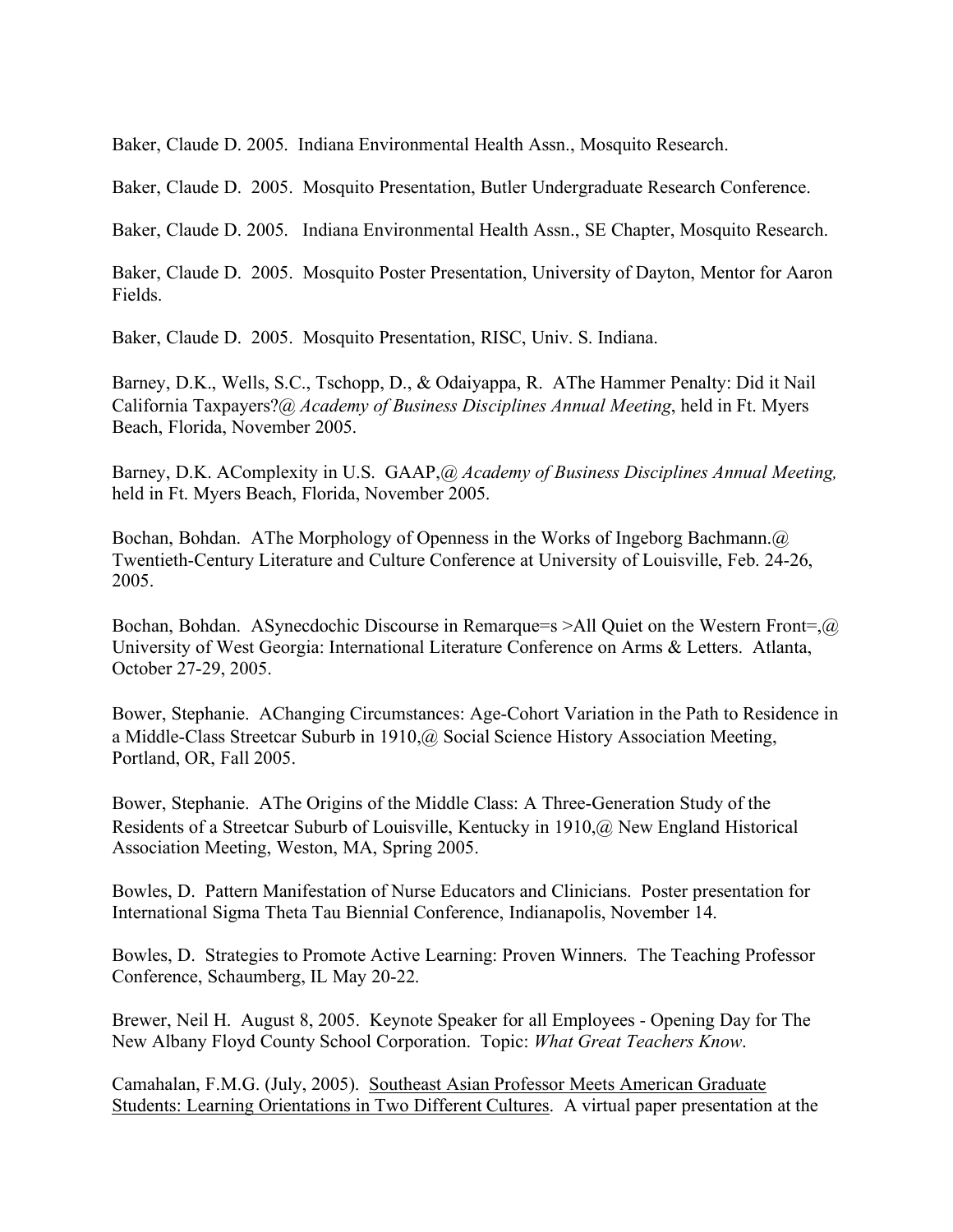Baker, Claude D. 2005. Indiana Environmental Health Assn., Mosquito Research.

Baker, Claude D. 2005. Mosquito Presentation, Butler Undergraduate Research Conference.

Baker, Claude D. 2005. Indiana Environmental Health Assn., SE Chapter, Mosquito Research.

Baker, Claude D. 2005. Mosquito Poster Presentation, University of Dayton, Mentor for Aaron Fields.

Baker, Claude D. 2005. Mosquito Presentation, RISC, Univ. S. Indiana.

Barney, D.K., Wells, S.C., Tschopp, D., & Odaiyappa, R. AThe Hammer Penalty: Did it Nail California Taxpayers?@ *Academy of Business Disciplines Annual Meeting*, held in Ft. Myers Beach, Florida, November 2005.

Barney, D.K. AComplexity in U.S. GAAP,@ *Academy of Business Disciplines Annual Meeting,* held in Ft. Myers Beach, Florida, November 2005.

Bochan, Bohdan. AThe Morphology of Openness in the Works of Ingeborg Bachmann.@ Twentieth-Century Literature and Culture Conference at University of Louisville, Feb. 24-26, 2005.

Bochan, Bohdan. ASynecdochic Discourse in Remarque=s >All Quiet on the Western Front=,@ University of West Georgia: International Literature Conference on Arms & Letters. Atlanta, October 27-29, 2005.

Bower, Stephanie. AChanging Circumstances: Age-Cohort Variation in the Path to Residence in a Middle-Class Streetcar Suburb in 1910,@ Social Science History Association Meeting, Portland, OR, Fall 2005.

Bower, Stephanie. AThe Origins of the Middle Class: A Three-Generation Study of the Residents of a Streetcar Suburb of Louisville, Kentucky in 1910,@ New England Historical Association Meeting, Weston, MA, Spring 2005.

Bowles, D. Pattern Manifestation of Nurse Educators and Clinicians. Poster presentation for International Sigma Theta Tau Biennial Conference, Indianapolis, November 14.

Bowles, D. Strategies to Promote Active Learning: Proven Winners. The Teaching Professor Conference, Schaumberg, IL May 20-22.

Brewer, Neil H. August 8, 2005. Keynote Speaker for all Employees - Opening Day for The New Albany Floyd County School Corporation. Topic: *What Great Teachers Know*.

Camahalan, F.M.G. (July, 2005). Southeast Asian Professor Meets American Graduate Students: Learning Orientations in Two Different Cultures. A virtual paper presentation at the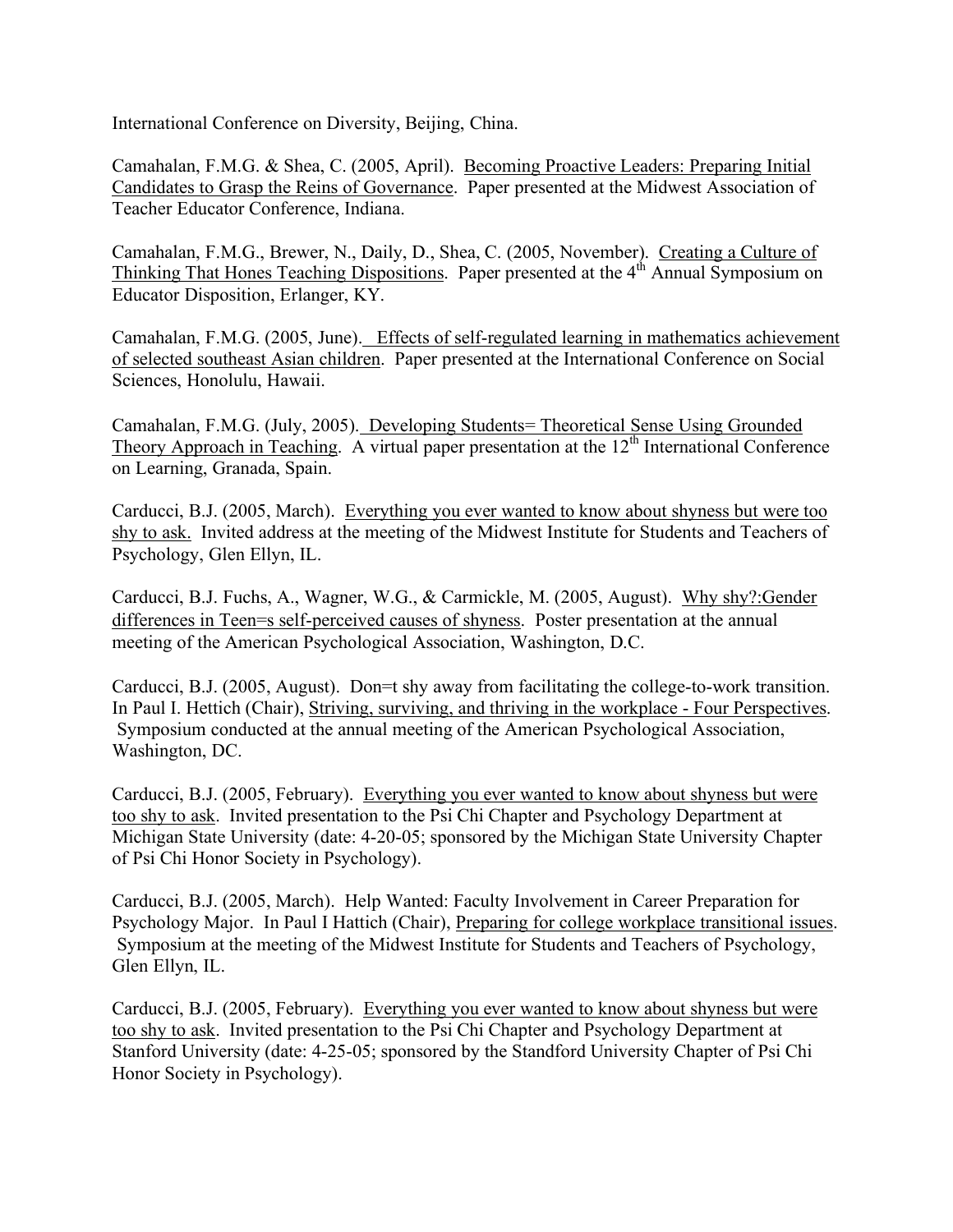International Conference on Diversity, Beijing, China.

Camahalan, F.M.G. & Shea, C. (2005, April). <u>Becoming Proactive Leaders: Preparing Initial Candidates to Grasp the Reins of Governance</u>. Paper presented at the Midwest Association of Teacher Educator Conference, Indiana.

Camahalan, F.M.G., Brewer, N., Daily, D., Shea, C. (2005, November). <u>Creating a Culture of Thinking That Hones Teaching Dispositions</u>. Paper presented at the 4th Annual Symposium on Educator Disposition, Erlanger, KY.

Camahalan, F.M.G. (2005, June). <u>Effects of self-regulated learning in mathematics achievement of selected southeast Asian children</u>. Paper presented at the International Conference on Social Sciences, Honolulu, Hawaii.

Camahalan, F.M.G. (July, 2005). <u>Developing Students= Theoretical Sense Using Grounded Theory Approach in Teaching</u>. A virtual paper presentation at the 12th International Conference on Learning, Granada, Spain.

Carducci, B.J. (2005, March). <u>Everything you ever wanted to know about shyness but were too shy to ask.</u> Invited address at the meeting of the Midwest Institute for Students and Teachers of Psychology, Glen Ellyn, IL.

Carducci, B.J. Fuchs, A., Wagner, W.G., & Carmickle, M. (2005, August). <u>Why shy?:Gender differences in Teen=s self-perceived causes of shyness</u>. Poster presentation at the annual meeting of the American Psychological Association, Washington, D.C.

Carducci, B.J. (2005, August). Don=t shy away from facilitating the college-to-work transition. In Paul I. Hettich (Chair), <u>Striving, surviving, and thriving in the workplace - Four Perspectives</u>. Symposium conducted at the annual meeting of the American Psychological Association, Washington, DC.

Carducci, B.J. (2005, February). <u>Everything you ever wanted to know about shyness but were too shy to ask</u>. Invited presentation to the Psi Chi Chapter and Psychology Department at Michigan State University (date: 4-20-05; sponsored by the Michigan State University Chapter of Psi Chi Honor Society in Psychology).

Carducci, B.J. (2005, March). Help Wanted: Faculty Involvement in Career Preparation for Psychology Major. In Paul I Hattich (Chair), <u>Preparing for college workplace transitional issues</u>. Symposium at the meeting of the Midwest Institute for Students and Teachers of Psychology, Glen Ellyn, IL.

Carducci, B.J. (2005, February). <u>Everything you ever wanted to know about shyness but were too shy to ask</u>. Invited presentation to the Psi Chi Chapter and Psychology Department at Stanford University (date: 4-25-05; sponsored by the Standford University Chapter of Psi Chi Honor Society in Psychology).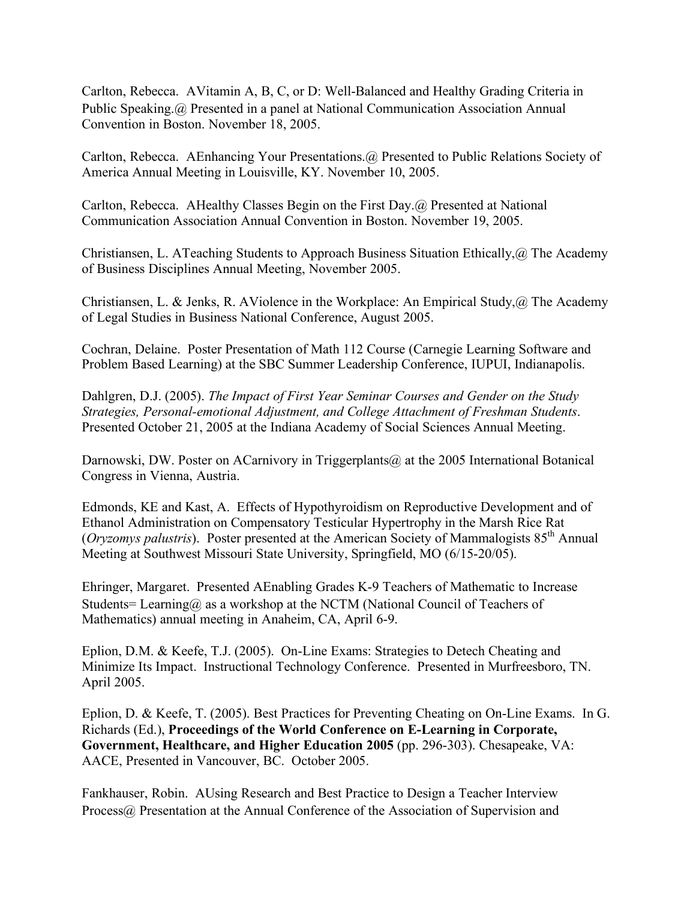Carlton, Rebecca. AVitamin A, B, C, or D: Well-Balanced and Healthy Grading Criteria in Public Speaking.@ Presented in a panel at National Communication Association Annual Convention in Boston. November 18, 2005.

Carlton, Rebecca. AEnhancing Your Presentations.@ Presented to Public Relations Society of America Annual Meeting in Louisville, KY. November 10, 2005.

Carlton, Rebecca. AHealthy Classes Begin on the First Day.@ Presented at National Communication Association Annual Convention in Boston. November 19, 2005.

Christiansen, L. ATeaching Students to Approach Business Situation Ethically,@ The Academy of Business Disciplines Annual Meeting, November 2005.

Christiansen, L. & Jenks, R. AViolence in the Workplace: An Empirical Study,@ The Academy of Legal Studies in Business National Conference, August 2005.

Cochran, Delaine. Poster Presentation of Math 112 Course (Carnegie Learning Software and Problem Based Learning) at the SBC Summer Leadership Conference, IUPUI, Indianapolis.

Dahlgren, D.J. (2005). *The Impact of First Year Seminar Courses and Gender on the Study Strategies, Personal-emotional Adjustment, and College Attachment of Freshman Students*. Presented October 21, 2005 at the Indiana Academy of Social Sciences Annual Meeting.

Darnowski, DW. Poster on ACarnivory in Triggerplants@ at the 2005 International Botanical Congress in Vienna, Austria.

Edmonds, KE and Kast, A. Effects of Hypothyroidism on Reproductive Development and of Ethanol Administration on Compensatory Testicular Hypertrophy in the Marsh Rice Rat (*Oryzomys palustris*). Poster presented at the American Society of Mammalogists 85th Annual Meeting at Southwest Missouri State University, Springfield, MO (6/15-20/05).

Ehringer, Margaret. Presented AEnabling Grades K-9 Teachers of Mathematic to Increase Students= Learning@ as a workshop at the NCTM (National Council of Teachers of Mathematics) annual meeting in Anaheim, CA, April 6-9.

Eplion, D.M. & Keefe, T.J. (2005). On-Line Exams: Strategies to Detech Cheating and Minimize Its Impact. Instructional Technology Conference. Presented in Murfreesboro, TN. April 2005.

Eplion, D. & Keefe, T. (2005). Best Practices for Preventing Cheating on On-Line Exams. In G. Richards (Ed.), **Proceedings of the World Conference on E-Learning in Corporate, Government, Healthcare, and Higher Education 2005** (pp. 296-303). Chesapeake, VA: AACE, Presented in Vancouver, BC. October 2005.

Fankhauser, Robin. AUsing Research and Best Practice to Design a Teacher Interview Process@ Presentation at the Annual Conference of the Association of Supervision and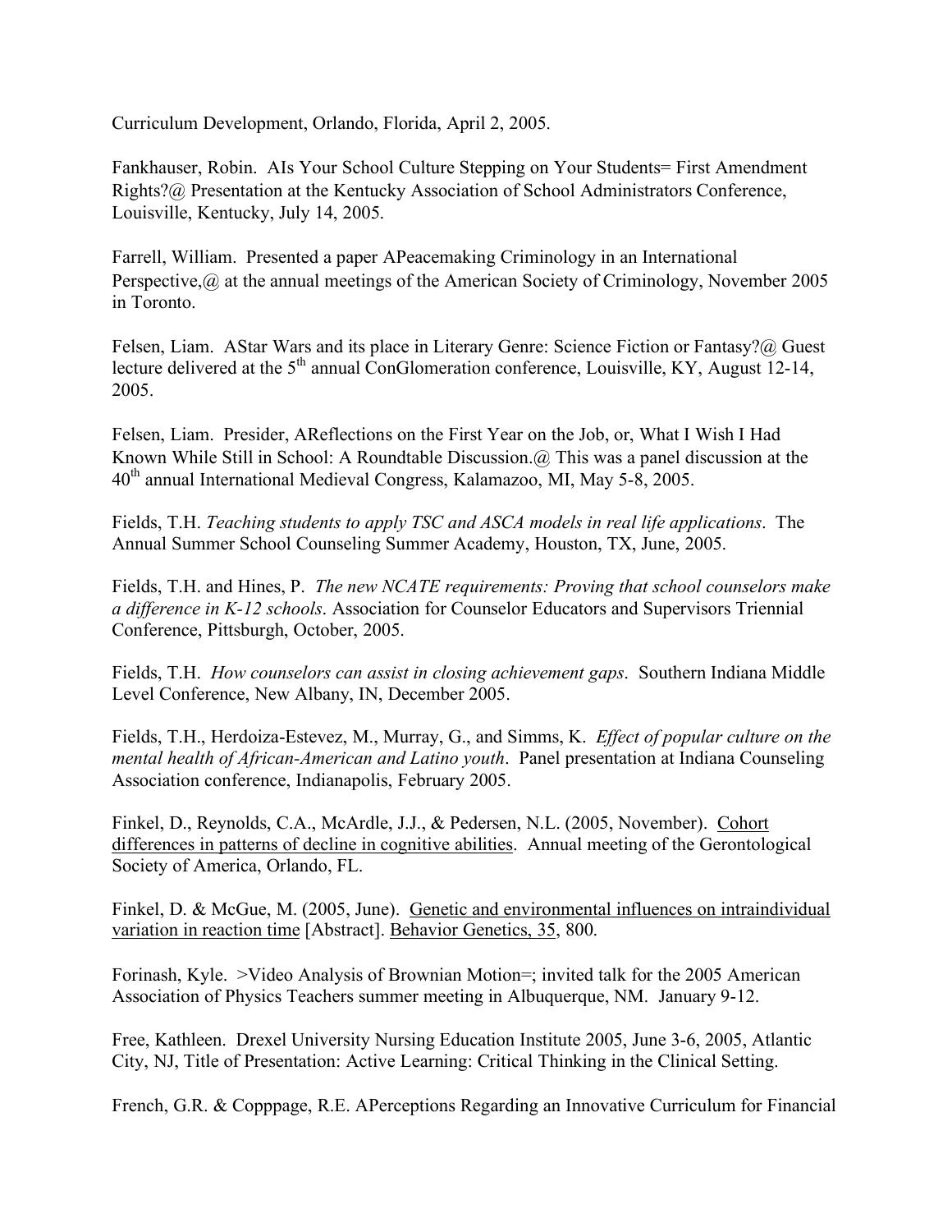Curriculum Development, Orlando, Florida, April 2, 2005.

Fankhauser, Robin. AIs Your School Culture Stepping on Your Students= First Amendment Rights?@ Presentation at the Kentucky Association of School Administrators Conference, Louisville, Kentucky, July 14, 2005.

Farrell, William. Presented a paper APeacemaking Criminology in an International Perspective,@ at the annual meetings of the American Society of Criminology, November 2005 in Toronto.

Felsen, Liam. AStar Wars and its place in Literary Genre: Science Fiction or Fantasy?@ Guest lecture delivered at the 5th annual ConGlomeration conference, Louisville, KY, August 12-14, 2005.

Felsen, Liam. Presider, AReflections on the First Year on the Job, or, What I Wish I Had Known While Still in School: A Roundtable Discussion.@ This was a panel discussion at the 40th annual International Medieval Congress, Kalamazoo, MI, May 5-8, 2005.

Fields, T.H. *Teaching students to apply TSC and ASCA models in real life applications*. The Annual Summer School Counseling Summer Academy, Houston, TX, June, 2005.

Fields, T.H. and Hines, P. *The new NCATE requirements: Proving that school counselors make a difference in K-12 schools*. Association for Counselor Educators and Supervisors Triennial Conference, Pittsburgh, October, 2005.

Fields, T.H. *How counselors can assist in closing achievement gaps*. Southern Indiana Middle Level Conference, New Albany, IN, December 2005.

Fields, T.H., Herdoiza-Estevez, M., Murray, G., and Simms, K. *Effect of popular culture on the mental health of African-American and Latino youth*. Panel presentation at Indiana Counseling Association conference, Indianapolis, February 2005.

Finkel, D., Reynolds, C.A., McArdle, J.J., & Pedersen, N.L. (2005, November). Cohort differences in patterns of decline in cognitive abilities. Annual meeting of the Gerontological Society of America, Orlando, FL.

Finkel, D. & McGue, M. (2005, June). Genetic and environmental influences on intraindividual variation in reaction time [Abstract]. Behavior Genetics, 35, 800.

Forinash, Kyle. >Video Analysis of Brownian Motion=; invited talk for the 2005 American Association of Physics Teachers summer meeting in Albuquerque, NM. January 9-12.

Free, Kathleen. Drexel University Nursing Education Institute 2005, June 3-6, 2005, Atlantic City, NJ, Title of Presentation: Active Learning: Critical Thinking in the Clinical Setting.

French, G.R. & Copppage, R.E. APerceptions Regarding an Innovative Curriculum for Financial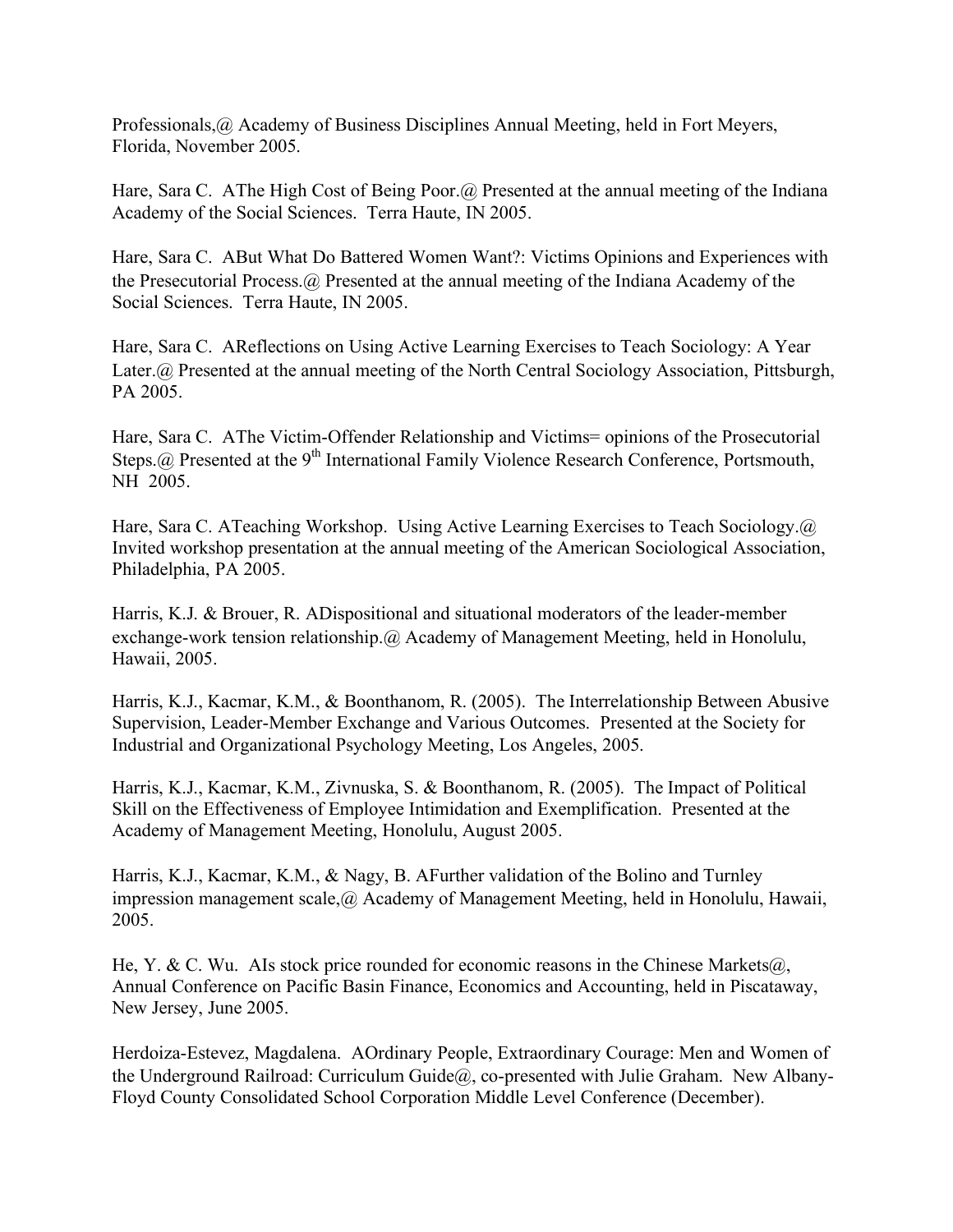Professionals,@ Academy of Business Disciplines Annual Meeting, held in Fort Meyers, Florida, November 2005.

Hare, Sara C. AThe High Cost of Being Poor.@ Presented at the annual meeting of the Indiana Academy of the Social Sciences. Terra Haute, IN 2005.

Hare, Sara C. ABut What Do Battered Women Want?: Victims Opinions and Experiences with the Presecutorial Process.@ Presented at the annual meeting of the Indiana Academy of the Social Sciences. Terra Haute, IN 2005.

Hare, Sara C. AReflections on Using Active Learning Exercises to Teach Sociology: A Year Later.@ Presented at the annual meeting of the North Central Sociology Association, Pittsburgh, PA 2005.

Hare, Sara C. AThe Victim-Offender Relationship and Victims= opinions of the Prosecutorial Steps.@ Presented at the 9th International Family Violence Research Conference, Portsmouth, NH 2005.

Hare, Sara C. ATeaching Workshop. Using Active Learning Exercises to Teach Sociology.@ Invited workshop presentation at the annual meeting of the American Sociological Association, Philadelphia, PA 2005.

Harris, K.J. & Brouer, R. ADispositional and situational moderators of the leader-member exchange-work tension relationship.@ Academy of Management Meeting, held in Honolulu, Hawaii, 2005.

Harris, K.J., Kacmar, K.M., & Boonthanom, R. (2005). The Interrelationship Between Abusive Supervision, Leader-Member Exchange and Various Outcomes. Presented at the Society for Industrial and Organizational Psychology Meeting, Los Angeles, 2005.

Harris, K.J., Kacmar, K.M., Zivnuska, S. & Boonthanom, R. (2005). The Impact of Political Skill on the Effectiveness of Employee Intimidation and Exemplification. Presented at the Academy of Management Meeting, Honolulu, August 2005.

Harris, K.J., Kacmar, K.M., & Nagy, B. AFurther validation of the Bolino and Turnley impression management scale,@ Academy of Management Meeting, held in Honolulu, Hawaii, 2005.

He, Y. & C. Wu. AIs stock price rounded for economic reasons in the Chinese Markets@, Annual Conference on Pacific Basin Finance, Economics and Accounting, held in Piscataway, New Jersey, June 2005.

Herdoiza-Estevez, Magdalena. AOrdinary People, Extraordinary Courage: Men and Women of the Underground Railroad: Curriculum Guide@, co-presented with Julie Graham. New Albany-Floyd County Consolidated School Corporation Middle Level Conference (December).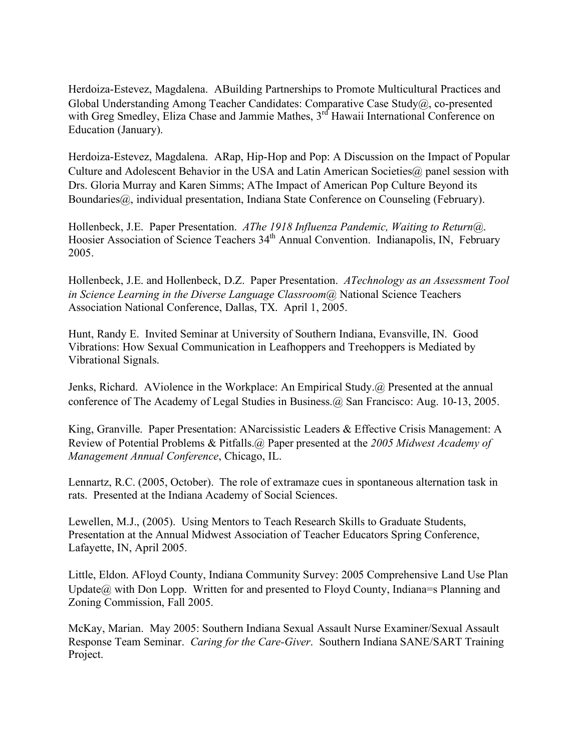Herdoiza-Estevez, Magdalena. ABuilding Partnerships to Promote Multicultural Practices and Global Understanding Among Teacher Candidates: Comparative Case Study@, co-presented with Greg Smedley, Eliza Chase and Jammie Mathes, 3rd Hawaii International Conference on Education (January).

Herdoiza-Estevez, Magdalena. ARap, Hip-Hop and Pop: A Discussion on the Impact of Popular Culture and Adolescent Behavior in the USA and Latin American Societies@ panel session with Drs. Gloria Murray and Karen Simms; AThe Impact of American Pop Culture Beyond its Boundaries@, individual presentation, Indiana State Conference on Counseling (February).

Hollenbeck, J.E. Paper Presentation. *AThe 1918 Influenza Pandemic, Waiting to Return@*. Hoosier Association of Science Teachers 34th Annual Convention. Indianapolis, IN, February 2005.

Hollenbeck, J.E. and Hollenbeck, D.Z. Paper Presentation. *ATechnology as an Assessment Tool in Science Learning in the Diverse Language Classroom@* National Science Teachers Association National Conference, Dallas, TX. April 1, 2005.

Hunt, Randy E. Invited Seminar at University of Southern Indiana, Evansville, IN. Good Vibrations: How Sexual Communication in Leafhoppers and Treehoppers is Mediated by Vibrational Signals.

Jenks, Richard. AViolence in the Workplace: An Empirical Study.@ Presented at the annual conference of The Academy of Legal Studies in Business.@ San Francisco: Aug. 10-13, 2005.

King, Granville. Paper Presentation: ANarcissistic Leaders & Effective Crisis Management: A Review of Potential Problems & Pitfalls.@ Paper presented at the *2005 Midwest Academy of Management Annual Conference*, Chicago, IL.

Lennartz, R.C. (2005, October). The role of extramaze cues in spontaneous alternation task in rats. Presented at the Indiana Academy of Social Sciences.

Lewellen, M.J., (2005). Using Mentors to Teach Research Skills to Graduate Students, Presentation at the Annual Midwest Association of Teacher Educators Spring Conference, Lafayette, IN, April 2005.

Little, Eldon. AFloyd County, Indiana Community Survey: 2005 Comprehensive Land Use Plan Update@ with Don Lopp. Written for and presented to Floyd County, Indiana=s Planning and Zoning Commission, Fall 2005.

McKay, Marian. May 2005: Southern Indiana Sexual Assault Nurse Examiner/Sexual Assault Response Team Seminar. *Caring for the Care-Giver*. Southern Indiana SANE/SART Training Project.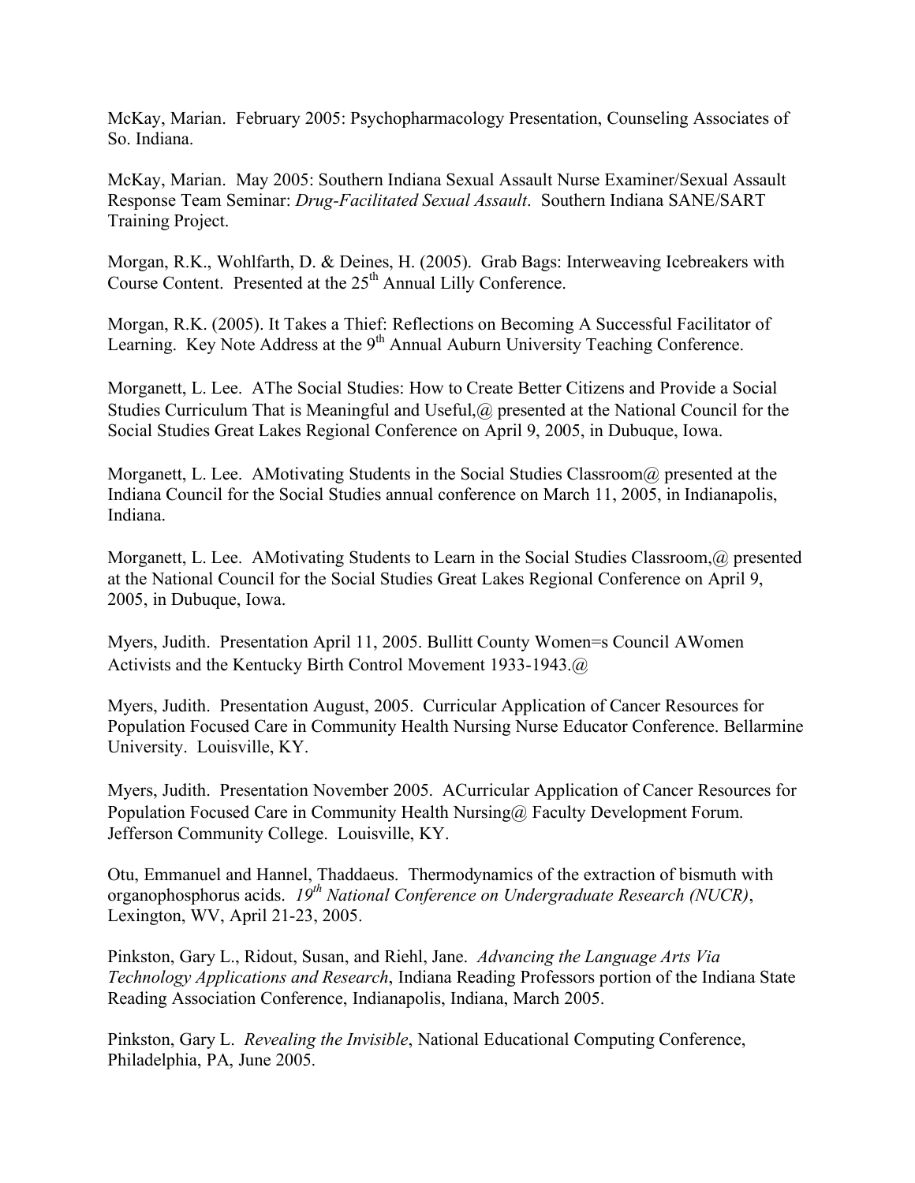McKay, Marian. February 2005: Psychopharmacology Presentation, Counseling Associates of So. Indiana.

McKay, Marian. May 2005: Southern Indiana Sexual Assault Nurse Examiner/Sexual Assault Response Team Seminar: *Drug-Facilitated Sexual Assault*. Southern Indiana SANE/SART Training Project.

Morgan, R.K., Wohlfarth, D. & Deines, H. (2005). Grab Bags: Interweaving Icebreakers with Course Content. Presented at the 25th Annual Lilly Conference.

Morgan, R.K. (2005). It Takes a Thief: Reflections on Becoming A Successful Facilitator of Learning. Key Note Address at the 9th Annual Auburn University Teaching Conference.

Morganett, L. Lee. AThe Social Studies: How to Create Better Citizens and Provide a Social Studies Curriculum That is Meaningful and Useful,@ presented at the National Council for the Social Studies Great Lakes Regional Conference on April 9, 2005, in Dubuque, Iowa.

Morganett, L. Lee. AMotivating Students in the Social Studies Classroom@ presented at the Indiana Council for the Social Studies annual conference on March 11, 2005, in Indianapolis, Indiana.

Morganett, L. Lee. AMotivating Students to Learn in the Social Studies Classroom,@ presented at the National Council for the Social Studies Great Lakes Regional Conference on April 9, 2005, in Dubuque, Iowa.

Myers, Judith. Presentation April 11, 2005. Bullitt County Women=s Council AWomen Activists and the Kentucky Birth Control Movement 1933-1943.@

Myers, Judith. Presentation August, 2005. Curricular Application of Cancer Resources for Population Focused Care in Community Health Nursing Nurse Educator Conference. Bellarmine University. Louisville, KY.

Myers, Judith. Presentation November 2005. ACurricular Application of Cancer Resources for Population Focused Care in Community Health Nursing@ Faculty Development Forum. Jefferson Community College. Louisville, KY.

Otu, Emmanuel and Hannel, Thaddaeus. Thermodynamics of the extraction of bismuth with organophosphorus acids. *19th National Conference on Undergraduate Research (NUCR)*, Lexington, WV, April 21-23, 2005.

Pinkston, Gary L., Ridout, Susan, and Riehl, Jane. *Advancing the Language Arts Via Technology Applications and Research*, Indiana Reading Professors portion of the Indiana State Reading Association Conference, Indianapolis, Indiana, March 2005.

Pinkston, Gary L. *Revealing the Invisible*, National Educational Computing Conference, Philadelphia, PA, June 2005.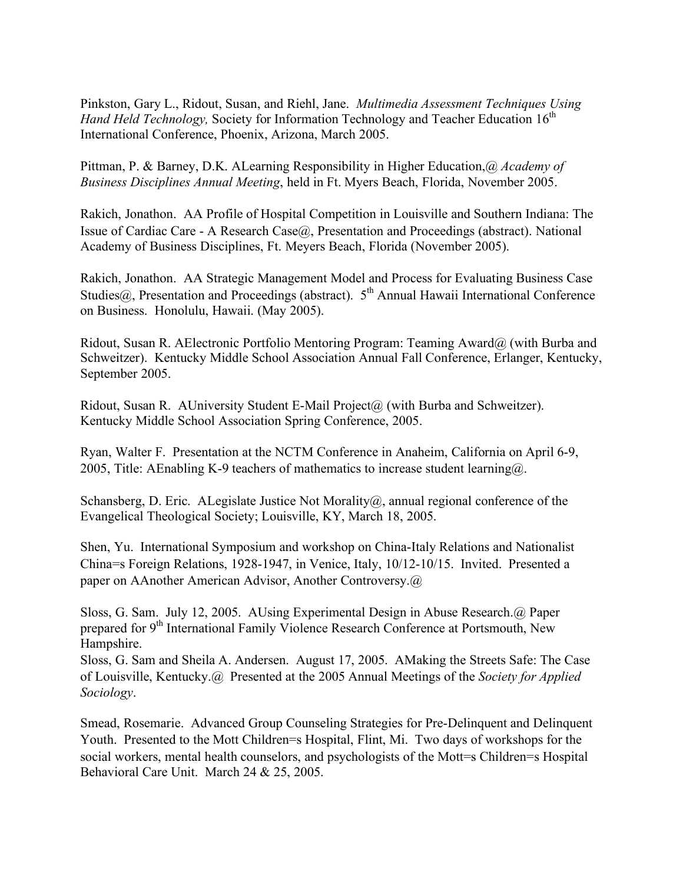Pinkston, Gary L., Ridout, Susan, and Riehl, Jane. *Multimedia Assessment Techniques Using Hand Held Technology,* Society for Information Technology and Teacher Education 16th International Conference, Phoenix, Arizona, March 2005.

Pittman, P. & Barney, D.K. ALearning Responsibility in Higher Education,@ *Academy of Business Disciplines Annual Meeting*, held in Ft. Myers Beach, Florida, November 2005.

Rakich, Jonathon. AA Profile of Hospital Competition in Louisville and Southern Indiana: The Issue of Cardiac Care - A Research Case@, Presentation and Proceedings (abstract). National Academy of Business Disciplines, Ft. Meyers Beach, Florida (November 2005).

Rakich, Jonathon. AA Strategic Management Model and Process for Evaluating Business Case Studies@, Presentation and Proceedings (abstract). 5th Annual Hawaii International Conference on Business. Honolulu, Hawaii. (May 2005).

Ridout, Susan R. AElectronic Portfolio Mentoring Program: Teaming Award@ (with Burba and Schweitzer). Kentucky Middle School Association Annual Fall Conference, Erlanger, Kentucky, September 2005.

Ridout, Susan R. AUniversity Student E-Mail Project@ (with Burba and Schweitzer). Kentucky Middle School Association Spring Conference, 2005.

Ryan, Walter F. Presentation at the NCTM Conference in Anaheim, California on April 6-9, 2005, Title: AEnabling K-9 teachers of mathematics to increase student learning@.

Schansberg, D. Eric. ALegislate Justice Not Morality@, annual regional conference of the Evangelical Theological Society; Louisville, KY, March 18, 2005.

Shen, Yu. International Symposium and workshop on China-Italy Relations and Nationalist China=s Foreign Relations, 1928-1947, in Venice, Italy, 10/12-10/15. Invited. Presented a paper on AAnother American Advisor, Another Controversy.@

Sloss, G. Sam. July 12, 2005. AUsing Experimental Design in Abuse Research.@ Paper prepared for 9th International Family Violence Research Conference at Portsmouth, New Hampshire.
Sloss, G. Sam and Sheila A. Andersen. August 17, 2005. AMaking the Streets Safe: The Case of Louisville, Kentucky.@ Presented at the 2005 Annual Meetings of the *Society for Applied Sociology*.

Smead, Rosemarie. Advanced Group Counseling Strategies for Pre-Delinquent and Delinquent Youth. Presented to the Mott Children=s Hospital, Flint, Mi. Two days of workshops for the social workers, mental health counselors, and psychologists of the Mott=s Children=s Hospital Behavioral Care Unit. March 24 & 25, 2005.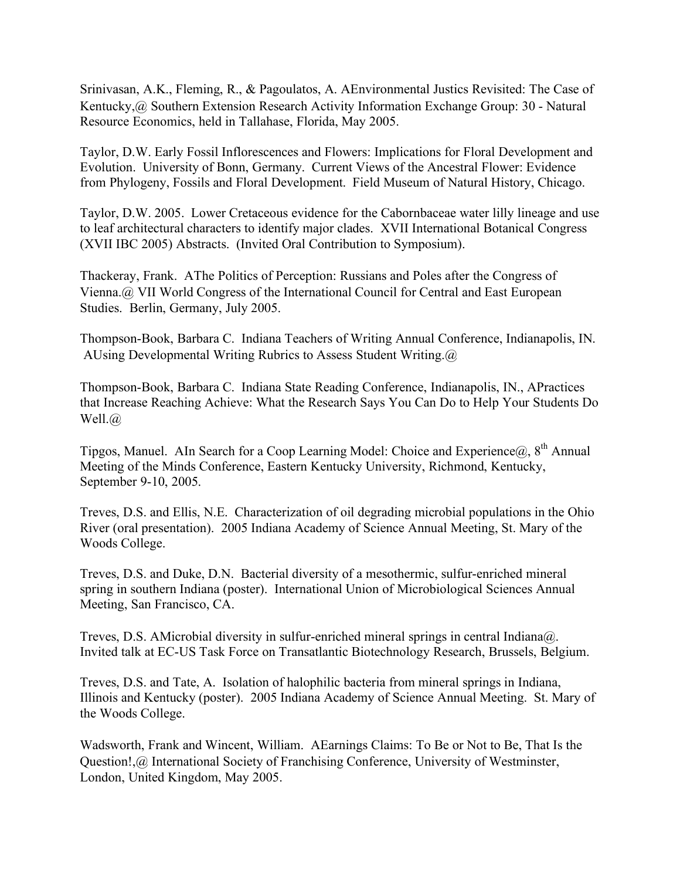Srinivasan, A.K., Fleming, R., & Pagoulatos, A. AEnvironmental Justics Revisited: The Case of Kentucky,@ Southern Extension Research Activity Information Exchange Group: 30 - Natural Resource Economics, held in Tallahase, Florida, May 2005.

Taylor, D.W. Early Fossil Inflorescences and Flowers: Implications for Floral Development and Evolution. University of Bonn, Germany. Current Views of the Ancestral Flower: Evidence from Phylogeny, Fossils and Floral Development. Field Museum of Natural History, Chicago.

Taylor, D.W. 2005. Lower Cretaceous evidence for the Cabornbaceae water lilly lineage and use to leaf architectural characters to identify major clades. XVII International Botanical Congress (XVII IBC 2005) Abstracts. (Invited Oral Contribution to Symposium).

Thackeray, Frank. AThe Politics of Perception: Russians and Poles after the Congress of Vienna.@ VII World Congress of the International Council for Central and East European Studies. Berlin, Germany, July 2005.

Thompson-Book, Barbara C. Indiana Teachers of Writing Annual Conference, Indianapolis, IN. AUsing Developmental Writing Rubrics to Assess Student Writing.@

Thompson-Book, Barbara C. Indiana State Reading Conference, Indianapolis, IN., APractices that Increase Reaching Achieve: What the Research Says You Can Do to Help Your Students Do Well.@

Tipgos, Manuel. AIn Search for a Coop Learning Model: Choice and Experience@, 8th Annual Meeting of the Minds Conference, Eastern Kentucky University, Richmond, Kentucky, September 9-10, 2005.

Treves, D.S. and Ellis, N.E. Characterization of oil degrading microbial populations in the Ohio River (oral presentation). 2005 Indiana Academy of Science Annual Meeting, St. Mary of the Woods College.

Treves, D.S. and Duke, D.N. Bacterial diversity of a mesothermic, sulfur-enriched mineral spring in southern Indiana (poster). International Union of Microbiological Sciences Annual Meeting, San Francisco, CA.

Treves, D.S. AMicrobial diversity in sulfur-enriched mineral springs in central Indiana@. Invited talk at EC-US Task Force on Transatlantic Biotechnology Research, Brussels, Belgium.

Treves, D.S. and Tate, A. Isolation of halophilic bacteria from mineral springs in Indiana, Illinois and Kentucky (poster). 2005 Indiana Academy of Science Annual Meeting. St. Mary of the Woods College.

Wadsworth, Frank and Wincent, William. AEarnings Claims: To Be or Not to Be, That Is the Question!,@ International Society of Franchising Conference, University of Westminster, London, United Kingdom, May 2005.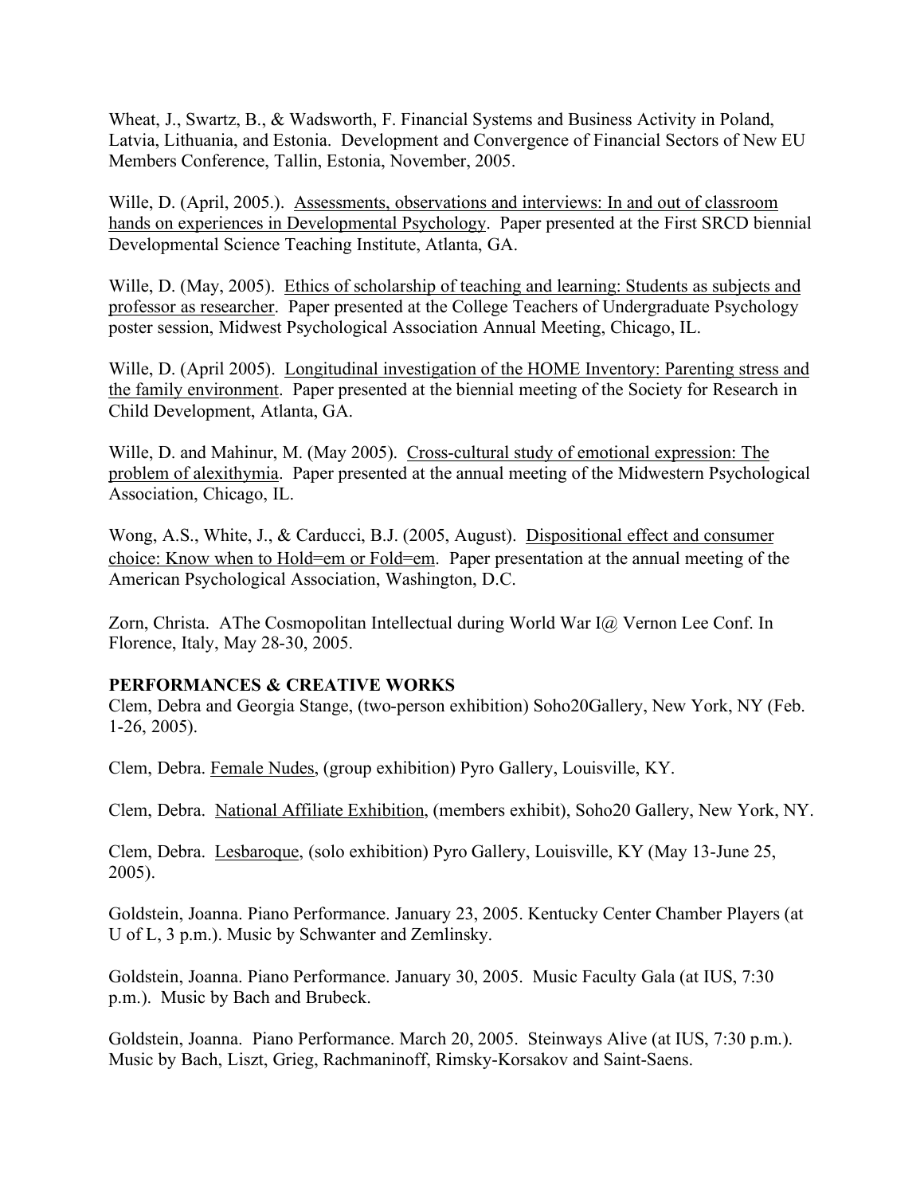Wheat, J., Swartz, B., & Wadsworth, F. Financial Systems and Business Activity in Poland, Latvia, Lithuania, and Estonia. Development and Convergence of Financial Sectors of New EU Members Conference, Tallin, Estonia, November, 2005.

Wille, D. (April, 2005.). <u>Assessments, observations and interviews: In and out of classroom hands on experiences in Developmental Psychology</u>. Paper presented at the First SRCD biennial Developmental Science Teaching Institute, Atlanta, GA.

Wille, D. (May, 2005). <u>Ethics of scholarship of teaching and learning: Students as subjects and professor as researcher</u>. Paper presented at the College Teachers of Undergraduate Psychology poster session, Midwest Psychological Association Annual Meeting, Chicago, IL.

Wille, D. (April 2005). <u>Longitudinal investigation of the HOME Inventory: Parenting stress and the family environment</u>. Paper presented at the biennial meeting of the Society for Research in Child Development, Atlanta, GA.

Wille, D. and Mahinur, M. (May 2005). <u>Cross-cultural study of emotional expression: The problem of alexithymia</u>. Paper presented at the annual meeting of the Midwestern Psychological Association, Chicago, IL.

Wong, A.S., White, J., & Carducci, B.J. (2005, August). <u>Dispositional effect and consumer choice: Know when to Hold=em or Fold=em</u>. Paper presentation at the annual meeting of the American Psychological Association, Washington, D.C.

Zorn, Christa. AThe Cosmopolitan Intellectual during World War I@ Vernon Lee Conf. In Florence, Italy, May 28-30, 2005.

**PERFORMANCES & CREATIVE WORKS**

Clem, Debra and Georgia Stange, (two-person exhibition) Soho20Gallery, New York, NY (Feb. 1-26, 2005).

Clem, Debra. <u>Female Nudes</u>, (group exhibition) Pyro Gallery, Louisville, KY.

Clem, Debra. <u>National Affiliate Exhibition</u>, (members exhibit), Soho20 Gallery, New York, NY.

Clem, Debra. <u>Lesbaroque</u>, (solo exhibition) Pyro Gallery, Louisville, KY (May 13-June 25, 2005).

Goldstein, Joanna. Piano Performance. January 23, 2005. Kentucky Center Chamber Players (at U of L, 3 p.m.). Music by Schwanter and Zemlinsky.

Goldstein, Joanna. Piano Performance. January 30, 2005. Music Faculty Gala (at IUS, 7:30 p.m.). Music by Bach and Brubeck.

Goldstein, Joanna. Piano Performance. March 20, 2005. Steinways Alive (at IUS, 7:30 p.m.). Music by Bach, Liszt, Grieg, Rachmaninoff, Rimsky-Korsakov and Saint-Saens.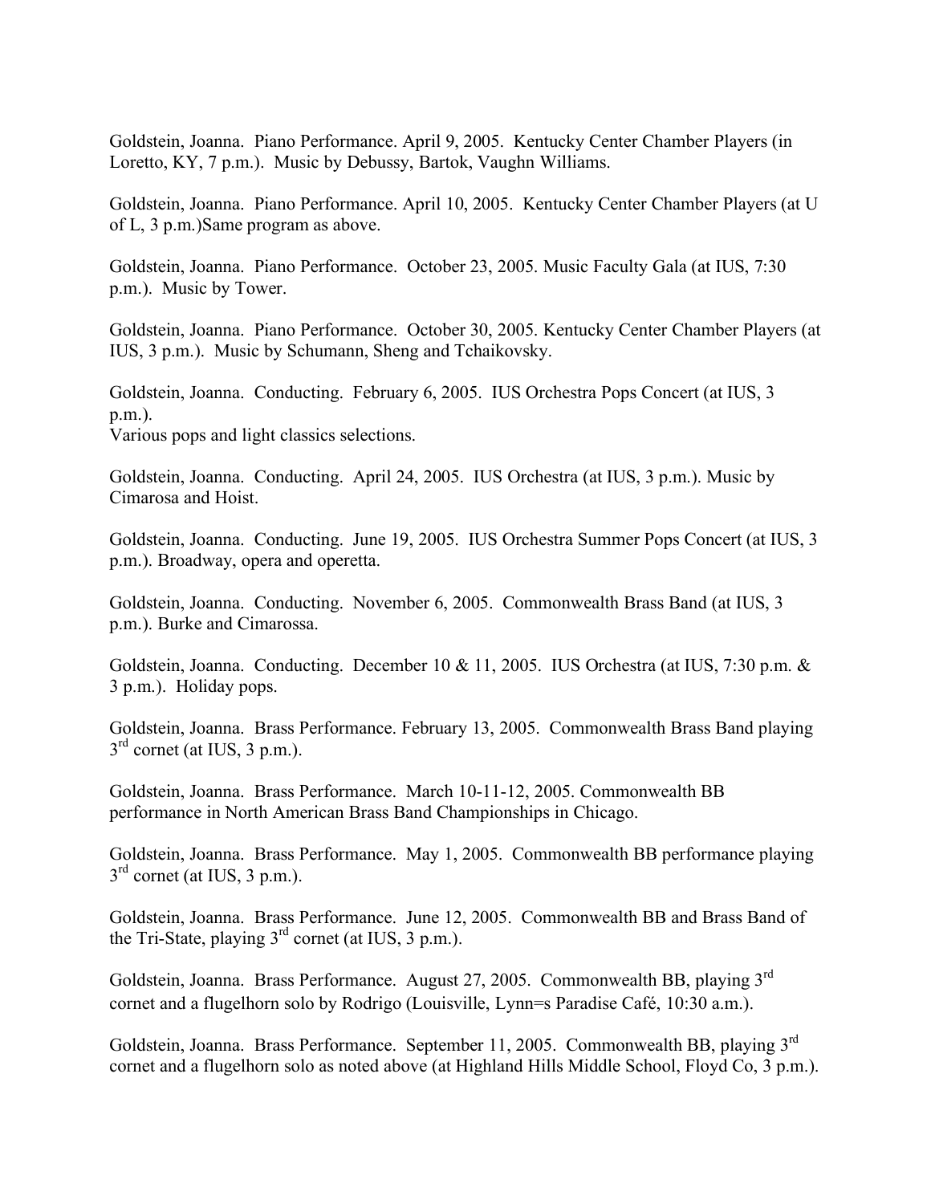Goldstein, Joanna. Piano Performance. April 9, 2005. Kentucky Center Chamber Players (in Loretto, KY, 7 p.m.). Music by Debussy, Bartok, Vaughn Williams.

Goldstein, Joanna. Piano Performance. April 10, 2005. Kentucky Center Chamber Players (at U of L, 3 p.m.)Same program as above.

Goldstein, Joanna. Piano Performance. October 23, 2005. Music Faculty Gala (at IUS, 7:30 p.m.). Music by Tower.

Goldstein, Joanna. Piano Performance. October 30, 2005. Kentucky Center Chamber Players (at IUS, 3 p.m.). Music by Schumann, Sheng and Tchaikovsky.

Goldstein, Joanna. Conducting. February 6, 2005. IUS Orchestra Pops Concert (at IUS, 3 p.m.).
Various pops and light classics selections.

Goldstein, Joanna. Conducting. April 24, 2005. IUS Orchestra (at IUS, 3 p.m.). Music by Cimarosa and Hoist.

Goldstein, Joanna. Conducting. June 19, 2005. IUS Orchestra Summer Pops Concert (at IUS, 3 p.m.). Broadway, opera and operetta.

Goldstein, Joanna. Conducting. November 6, 2005. Commonwealth Brass Band (at IUS, 3 p.m.). Burke and Cimarossa.

Goldstein, Joanna. Conducting. December 10 & 11, 2005. IUS Orchestra (at IUS, 7:30 p.m. & 3 p.m.). Holiday pops.

Goldstein, Joanna. Brass Performance. February 13, 2005. Commonwealth Brass Band playing 3rd cornet (at IUS, 3 p.m.).

Goldstein, Joanna. Brass Performance. March 10-11-12, 2005. Commonwealth BB performance in North American Brass Band Championships in Chicago.

Goldstein, Joanna. Brass Performance. May 1, 2005. Commonwealth BB performance playing 3rd cornet (at IUS, 3 p.m.).

Goldstein, Joanna. Brass Performance. June 12, 2005. Commonwealth BB and Brass Band of the Tri-State, playing 3rd cornet (at IUS, 3 p.m.).

Goldstein, Joanna. Brass Performance. August 27, 2005. Commonwealth BB, playing 3rd cornet and a flugelhorn solo by Rodrigo (Louisville, Lynn=s Paradise Café, 10:30 a.m.).

Goldstein, Joanna. Brass Performance. September 11, 2005. Commonwealth BB, playing 3rd cornet and a flugelhorn solo as noted above (at Highland Hills Middle School, Floyd Co, 3 p.m.).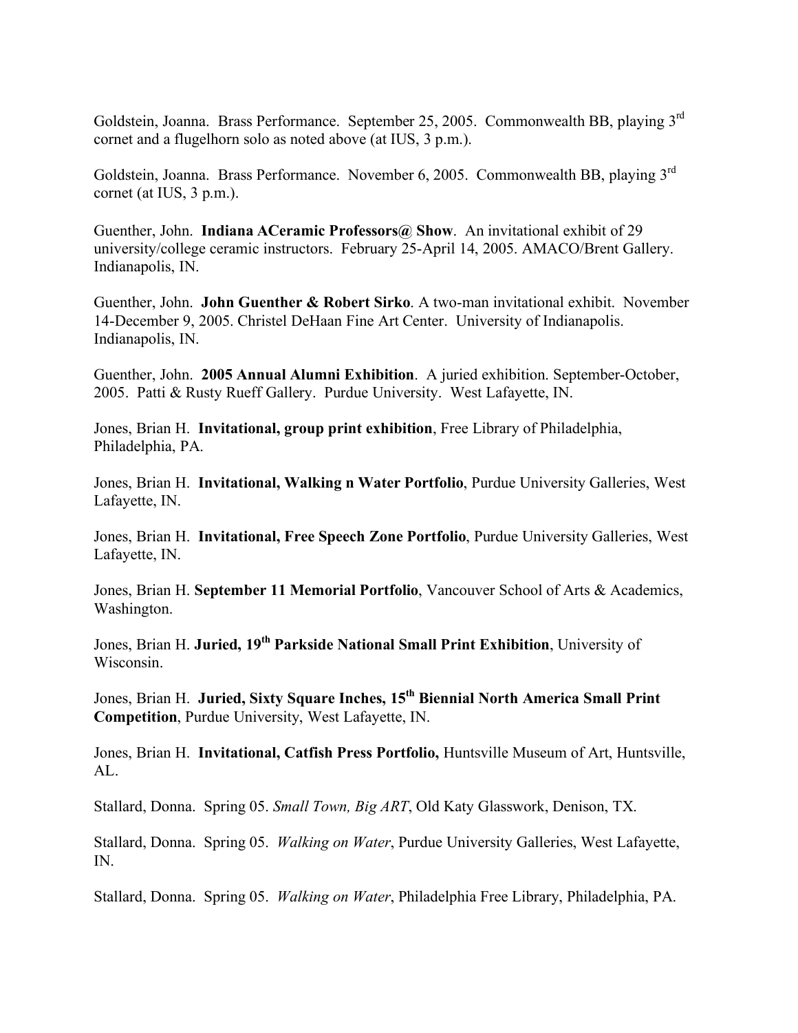Goldstein, Joanna. Brass Performance. September 25, 2005. Commonwealth BB, playing 3rd cornet and a flugelhorn solo as noted above (at IUS, 3 p.m.).

Goldstein, Joanna. Brass Performance. November 6, 2005. Commonwealth BB, playing 3rd cornet (at IUS, 3 p.m.).

Guenther, John. **Indiana ACeramic Professors@ Show**. An invitational exhibit of 29 university/college ceramic instructors. February 25-April 14, 2005. AMACO/Brent Gallery. Indianapolis, IN.

Guenther, John. **John Guenther & Robert Sirko**. A two-man invitational exhibit. November 14-December 9, 2005. Christel DeHaan Fine Art Center. University of Indianapolis. Indianapolis, IN.

Guenther, John. **2005 Annual Alumni Exhibition**. A juried exhibition. September-October, 2005. Patti & Rusty Rueff Gallery. Purdue University. West Lafayette, IN.

Jones, Brian H. **Invitational, group print exhibition**, Free Library of Philadelphia, Philadelphia, PA.

Jones, Brian H. **Invitational, Walking n Water Portfolio**, Purdue University Galleries, West Lafayette, IN.

Jones, Brian H. **Invitational, Free Speech Zone Portfolio**, Purdue University Galleries, West Lafayette, IN.

Jones, Brian H. **September 11 Memorial Portfolio**, Vancouver School of Arts & Academics, Washington.

Jones, Brian H. **Juried, 19th Parkside National Small Print Exhibition**, University of Wisconsin.

Jones, Brian H. **Juried, Sixty Square Inches, 15th Biennial North America Small Print Competition**, Purdue University, West Lafayette, IN.

Jones, Brian H. **Invitational, Catfish Press Portfolio,** Huntsville Museum of Art, Huntsville, AL.

Stallard, Donna. Spring 05. *Small Town, Big ART*, Old Katy Glasswork, Denison, TX.

Stallard, Donna. Spring 05. *Walking on Water*, Purdue University Galleries, West Lafayette, IN.

Stallard, Donna. Spring 05. *Walking on Water*, Philadelphia Free Library, Philadelphia, PA.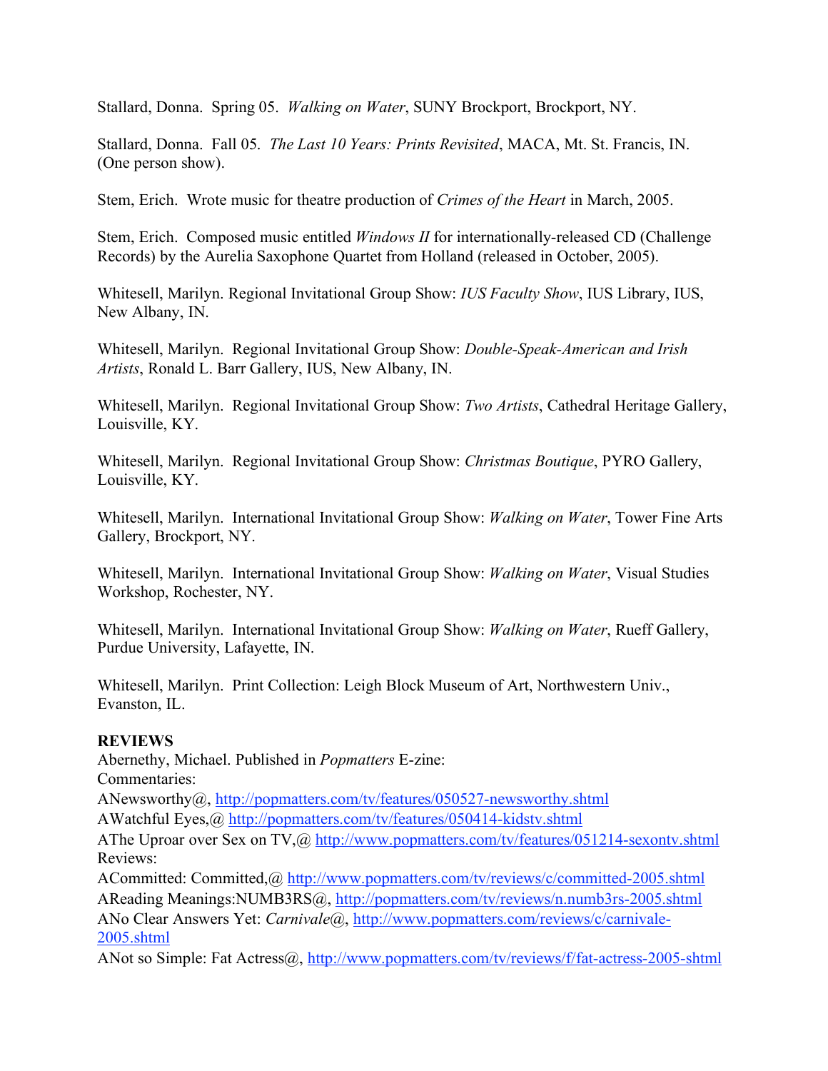Stallard, Donna. Spring 05. *Walking on Water*, SUNY Brockport, Brockport, NY.

Stallard, Donna. Fall 05. *The Last 10 Years: Prints Revisited*, MACA, Mt. St. Francis, IN. (One person show).

Stem, Erich. Wrote music for theatre production of *Crimes of the Heart* in March, 2005.

Stem, Erich. Composed music entitled *Windows II* for internationally-released CD (Challenge Records) by the Aurelia Saxophone Quartet from Holland (released in October, 2005).

Whitesell, Marilyn. Regional Invitational Group Show: *IUS Faculty Show*, IUS Library, IUS, New Albany, IN.

Whitesell, Marilyn. Regional Invitational Group Show: *Double-Speak-American and Irish Artists*, Ronald L. Barr Gallery, IUS, New Albany, IN.

Whitesell, Marilyn. Regional Invitational Group Show: *Two Artists*, Cathedral Heritage Gallery, Louisville, KY.

Whitesell, Marilyn. Regional Invitational Group Show: *Christmas Boutique*, PYRO Gallery, Louisville, KY.

Whitesell, Marilyn. International Invitational Group Show: *Walking on Water*, Tower Fine Arts Gallery, Brockport, NY.

Whitesell, Marilyn. International Invitational Group Show: *Walking on Water*, Visual Studies Workshop, Rochester, NY.

Whitesell, Marilyn. International Invitational Group Show: *Walking on Water*, Rueff Gallery, Purdue University, Lafayette, IN.

Whitesell, Marilyn. Print Collection: Leigh Block Museum of Art, Northwestern Univ., Evanston, IL.

**REVIEWS**

Abernethy, Michael. Published in *Popmatters* E-zine:
Commentaries:
ANewsworthy@, http://popmatters.com/tv/features/050527-newsworthy.shtml
AWatchful Eyes,@ http://popmatters.com/tv/features/050414-kidstv.shtml
AThe Uproar over Sex on TV,@ http://www.popmatters.com/tv/features/051214-sexontv.shtml
Reviews:
ACommitted: Committed,@ http://www.popmatters.com/tv/reviews/c/committed-2005.shtml
AReading Meanings:NUMB3RS@, http://popmatters.com/tv/reviews/n.numb3rs-2005.shtml
ANo Clear Answers Yet: *Carnivale*@, http://www.popmatters.com/reviews/c/carnivale-2005.shtml
ANot so Simple: Fat Actress@, http://www.popmatters.com/tv/reviews/f/fat-actress-2005-shtml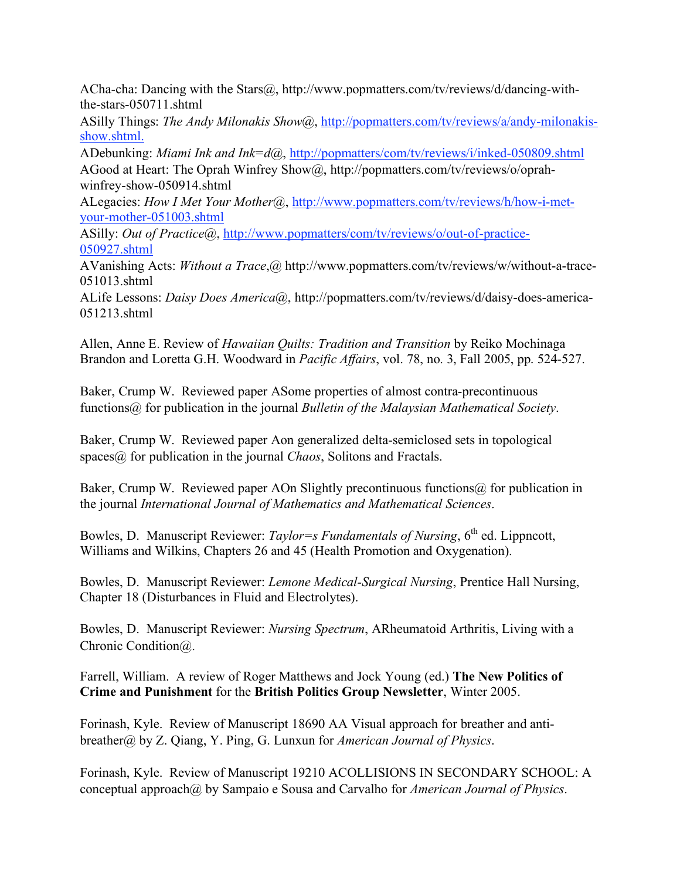ACha-cha: Dancing with the Stars@, http://www.popmatters.com/tv/reviews/d/dancing-with-the-stars-050711.shtml

ASilly Things: *The Andy Milonakis Show*@, http://popmatters.com/tv/reviews/a/andy-milonakis-show.shtml.

ADebunking: *Miami Ink and Ink=d*@, http://popmatters/com/tv/reviews/i/inked-050809.shtml

AGood at Heart: The Oprah Winfrey Show@, http://popmatters.com/tv/reviews/o/oprah-winfrey-show-050914.shtml

ALegacies: *How I Met Your Mother*@, http://www.popmatters.com/tv/reviews/h/how-i-met-your-mother-051003.shtml

ASilly: *Out of Practice*@, http://www.popmatters/com/tv/reviews/o/out-of-practice-050927.shtml

AVanishing Acts: *Without a Trace*,@ http://www.popmatters.com/tv/reviews/w/without-a-trace-051013.shtml

ALife Lessons: *Daisy Does America*@, http://popmatters.com/tv/reviews/d/daisy-does-america-051213.shtml

Allen, Anne E. Review of *Hawaiian Quilts: Tradition and Transition* by Reiko Mochinaga Brandon and Loretta G.H. Woodward in *Pacific Affairs*, vol. 78, no. 3, Fall 2005, pp. 524-527.

Baker, Crump W. Reviewed paper ASome properties of almost contra-precontinuous functions@ for publication in the journal *Bulletin of the Malaysian Mathematical Society*.

Baker, Crump W. Reviewed paper Aon generalized delta-semiclosed sets in topological spaces@ for publication in the journal *Chaos*, Solitons and Fractals.

Baker, Crump W. Reviewed paper AOn Slightly precontinuous functions@ for publication in the journal *International Journal of Mathematics and Mathematical Sciences*.

Bowles, D. Manuscript Reviewer: *Taylor=s Fundamentals of Nursing*, 6th ed. Lippncott, Williams and Wilkins, Chapters 26 and 45 (Health Promotion and Oxygenation).

Bowles, D. Manuscript Reviewer: *Lemone Medical-Surgical Nursing*, Prentice Hall Nursing, Chapter 18 (Disturbances in Fluid and Electrolytes).

Bowles, D. Manuscript Reviewer: *Nursing Spectrum*, ARheumatoid Arthritis, Living with a Chronic Condition@.

Farrell, William. A review of Roger Matthews and Jock Young (ed.) **The New Politics of Crime and Punishment** for the **British Politics Group Newsletter**, Winter 2005.

Forinash, Kyle. Review of Manuscript 18690 AA Visual approach for breather and anti-breather@ by Z. Qiang, Y. Ping, G. Lunxun for *American Journal of Physics*.

Forinash, Kyle. Review of Manuscript 19210 ACOLLISIONS IN SECONDARY SCHOOL: A conceptual approach@ by Sampaio e Sousa and Carvalho for *American Journal of Physics*.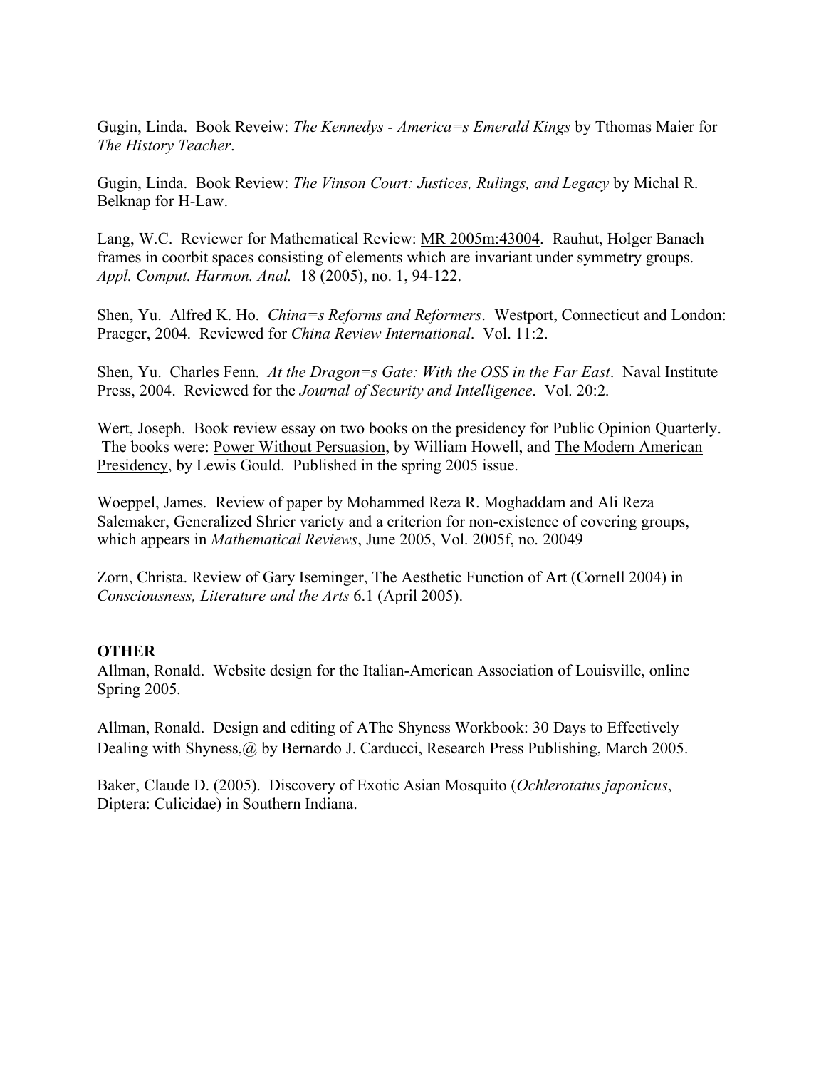Gugin, Linda. Book Reveiw: *The Kennedys - America=s Emerald Kings* by Tthomas Maier for *The History Teacher*.

Gugin, Linda. Book Review: *The Vinson Court: Justices, Rulings, and Legacy* by Michal R. Belknap for H-Law.

Lang, W.C. Reviewer for Mathematical Review: <u>MR 2005m:43004</u>. Rauhut, Holger Banach frames in coorbit spaces consisting of elements which are invariant under symmetry groups. *Appl. Comput. Harmon. Anal.* 18 (2005), no. 1, 94-122.

Shen, Yu. Alfred K. Ho. *China=s Reforms and Reformers*. Westport, Connecticut and London: Praeger, 2004. Reviewed for *China Review International*. Vol. 11:2.

Shen, Yu. Charles Fenn. *At the Dragon=s Gate: With the OSS in the Far East*. Naval Institute Press, 2004. Reviewed for the *Journal of Security and Intelligence*. Vol. 20:2.

Wert, Joseph. Book review essay on two books on the presidency for <u>Public Opinion Quarterly</u>. The books were: <u>Power Without Persuasion</u>, by William Howell, and <u>The Modern American Presidency</u>, by Lewis Gould. Published in the spring 2005 issue.

Woeppel, James. Review of paper by Mohammed Reza R. Moghaddam and Ali Reza Salemaker, Generalized Shrier variety and a criterion for non-existence of covering groups, which appears in *Mathematical Reviews*, June 2005, Vol. 2005f, no. 20049

Zorn, Christa. Review of Gary Iseminger, The Aesthetic Function of Art (Cornell 2004) in *Consciousness, Literature and the Arts* 6.1 (April 2005).

**OTHER**

Allman, Ronald. Website design for the Italian-American Association of Louisville, online Spring 2005.

Allman, Ronald. Design and editing of AThe Shyness Workbook: 30 Days to Effectively Dealing with Shyness,@ by Bernardo J. Carducci, Research Press Publishing, March 2005.

Baker, Claude D. (2005). Discovery of Exotic Asian Mosquito (*Ochlerotatus japonicus*, Diptera: Culicidae) in Southern Indiana.